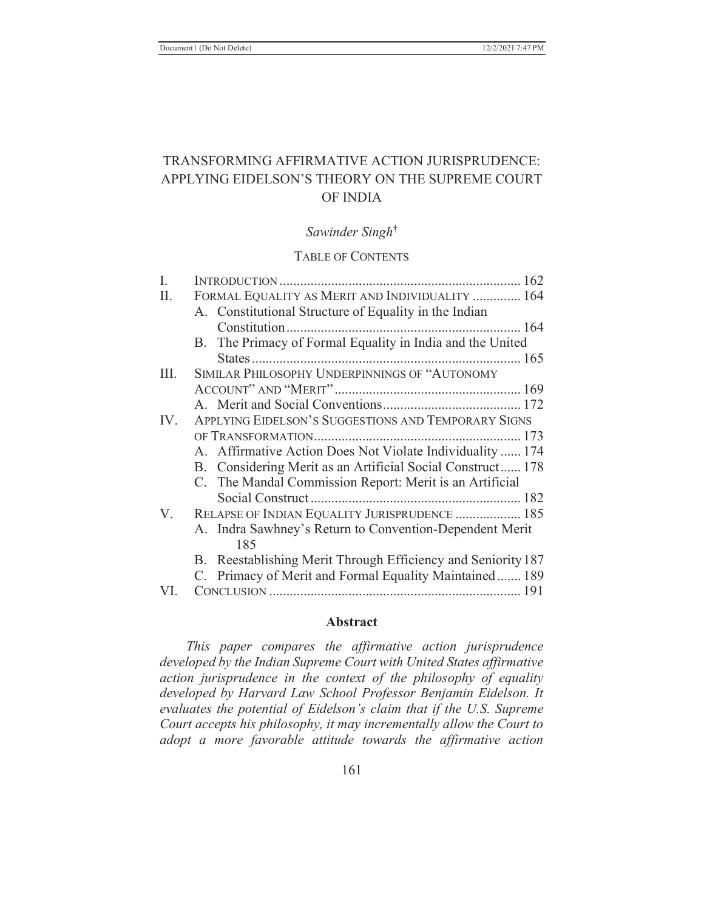# TRANSFORMING AFFIRMATIVE ACTION JURISPRUDENCE: APPLYING EIDELSON'S THEORY ON THE SUPREME COURT OF INDIA

*Sawinder Singh*†

## TABLE OF CONTENTS

I. INTRODUCTION ...................................................................... 162

II. FORMAL EQUALITY AS MERIT AND INDIVIDUALITY .............. 164

- A. Constitutional Structure of Equality in the Indian Constitution ................................................................... 164
- B. The Primacy of Formal Equality in India and the United States ............................................................................. 165

III. SIMILAR PHILOSOPHY UNDERPINNINGS OF "AUTONOMY ACCOUNT" AND "MERIT" ...................................................... 169

- A. Merit and Social Conventions ........................................ 172

IV. APPLYING EIDELSON'S SUGGESTIONS AND TEMPORARY SIGNS OF TRANSFORMATION ............................................................ 173

- A. Affirmative Action Does Not Violate Individuality ...... 174
- B. Considering Merit as an Artificial Social Construct ...... 178
- C. The Mandal Commission Report: Merit is an Artificial Social Construct ............................................................. 182

V. RELAPSE OF INDIAN EQUALITY JURISPRUDENCE ................... 185

- A. Indra Sawhney's Return to Convention-Dependent Merit 185
- B. Reestablishing Merit Through Efficiency and Seniority 187
- C. Primacy of Merit and Formal Equality Maintained ....... 189

VI. CONCLUSION ......................................................................... 191

## Abstract

*This paper compares the affirmative action jurisprudence developed by the Indian Supreme Court with United States affirmative action jurisprudence in the context of the philosophy of equality developed by Harvard Law School Professor Benjamin Eidelson. It evaluates the potential of Eidelson's claim that if the U.S. Supreme Court accepts his philosophy, it may incrementally allow the Court to adopt a more favorable attitude towards the affirmative action*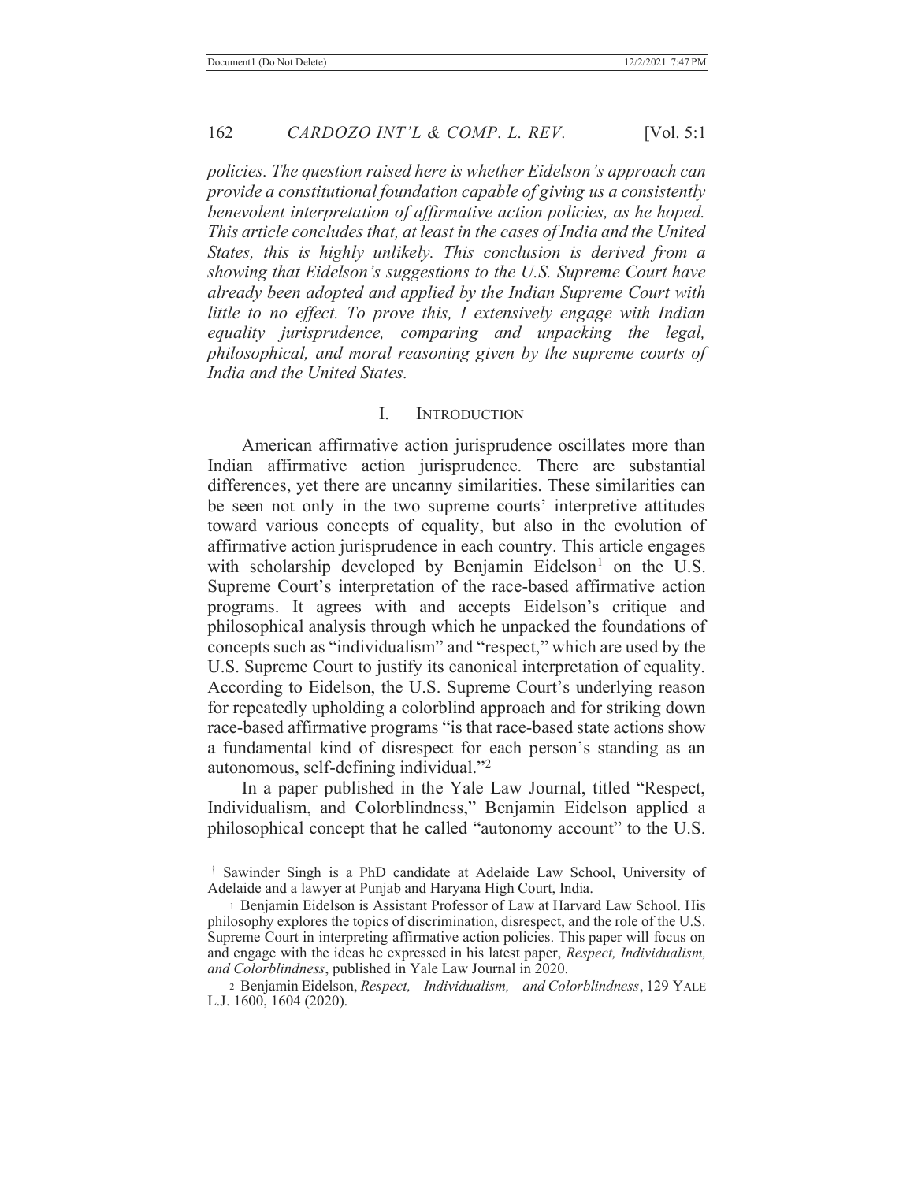*policies. The question raised here is whether Eidelson's approach can provide a constitutional foundation capable of giving us a consistently benevolent interpretation of affirmative action policies, as he hoped. This article concludes that, at least in the cases of India and the United States, this is highly unlikely. This conclusion is derived from a showing that Eidelson's suggestions to the U.S. Supreme Court have already been adopted and applied by the Indian Supreme Court with little to no effect. To prove this, I extensively engage with Indian equality jurisprudence, comparing and unpacking the legal, philosophical, and moral reasoning given by the supreme courts of India and the United States.*

## I. Introduction

American affirmative action jurisprudence oscillates more than Indian affirmative action jurisprudence. There are substantial differences, yet there are uncanny similarities. These similarities can be seen not only in the two supreme courts' interpretive attitudes toward various concepts of equality, but also in the evolution of affirmative action jurisprudence in each country. This article engages with scholarship developed by Benjamin Eidelson[1] on the U.S. Supreme Court's interpretation of the race-based affirmative action programs. It agrees with and accepts Eidelson's critique and philosophical analysis through which he unpacked the foundations of concepts such as "individualism" and "respect," which are used by the U.S. Supreme Court to justify its canonical interpretation of equality. According to Eidelson, the U.S. Supreme Court's underlying reason for repeatedly upholding a colorblind approach and for striking down race-based affirmative programs "is that race-based state actions show a fundamental kind of disrespect for each person's standing as an autonomous, self-defining individual."[2]

In a paper published in the Yale Law Journal, titled "Respect, Individualism, and Colorblindness," Benjamin Eidelson applied a philosophical concept that he called "autonomy account" to the U.S.

---

† Sawinder Singh is a PhD candidate at Adelaide Law School, University of Adelaide and a lawyer at Punjab and Haryana High Court, India.

1 Benjamin Eidelson is Assistant Professor of Law at Harvard Law School. His philosophy explores the topics of discrimination, disrespect, and the role of the U.S. Supreme Court in interpreting affirmative action policies. This paper will focus on and engage with the ideas he expressed in his latest paper, *Respect, Individualism, and Colorblindness*, published in Yale Law Journal in 2020.

2 Benjamin Eidelson, *Respect, Individualism, and Colorblindness*, 129 YALE L.J. 1600, 1604 (2020).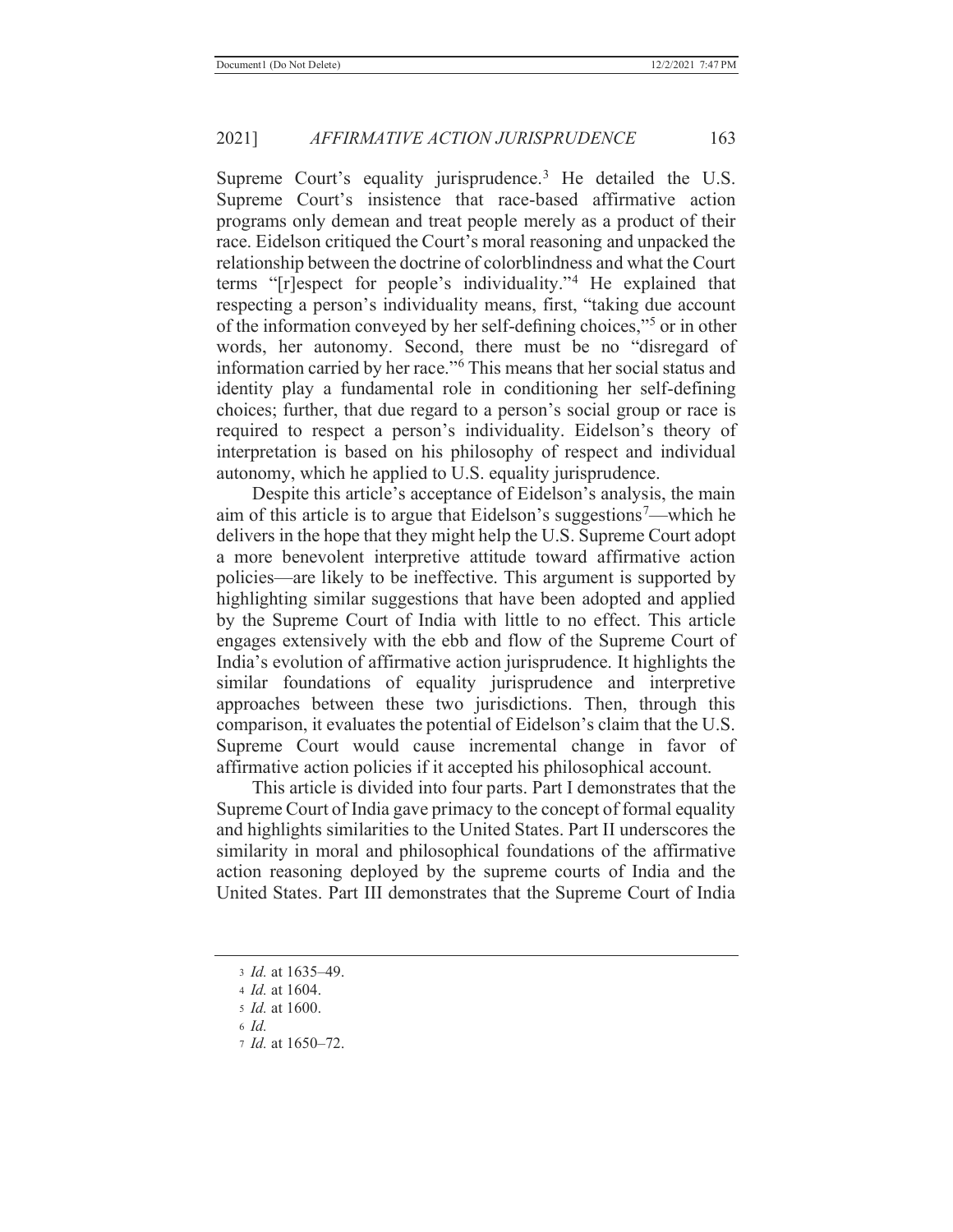Supreme Court's equality jurisprudence.[3] He detailed the U.S. Supreme Court's insistence that race-based affirmative action programs only demean and treat people merely as a product of their race. Eidelson critiqued the Court's moral reasoning and unpacked the relationship between the doctrine of colorblindness and what the Court terms "[r]espect for people's individuality."[4] He explained that respecting a person's individuality means, first, "taking due account of the information conveyed by her self-defining choices,"[5] or in other words, her autonomy. Second, there must be no "disregard of information carried by her race."[6] This means that her social status and identity play a fundamental role in conditioning her self-defining choices; further, that due regard to a person's social group or race is required to respect a person's individuality. Eidelson's theory of interpretation is based on his philosophy of respect and individual autonomy, which he applied to U.S. equality jurisprudence.

Despite this article's acceptance of Eidelson's analysis, the main aim of this article is to argue that Eidelson's suggestions[7]—which he delivers in the hope that they might help the U.S. Supreme Court adopt a more benevolent interpretive attitude toward affirmative action policies—are likely to be ineffective. This argument is supported by highlighting similar suggestions that have been adopted and applied by the Supreme Court of India with little to no effect. This article engages extensively with the ebb and flow of the Supreme Court of India's evolution of affirmative action jurisprudence. It highlights the similar foundations of equality jurisprudence and interpretive approaches between these two jurisdictions. Then, through this comparison, it evaluates the potential of Eidelson's claim that the U.S. Supreme Court would cause incremental change in favor of affirmative action policies if it accepted his philosophical account.

This article is divided into four parts. Part I demonstrates that the Supreme Court of India gave primacy to the concept of formal equality and highlights similarities to the United States. Part II underscores the similarity in moral and philosophical foundations of the affirmative action reasoning deployed by the supreme courts of India and the United States. Part III demonstrates that the Supreme Court of India

---

[3] *Id.* at 1635–49.

[4] *Id.* at 1604.

[5] *Id.* at 1600.

[6] *Id.*

[7] *Id.* at 1650–72.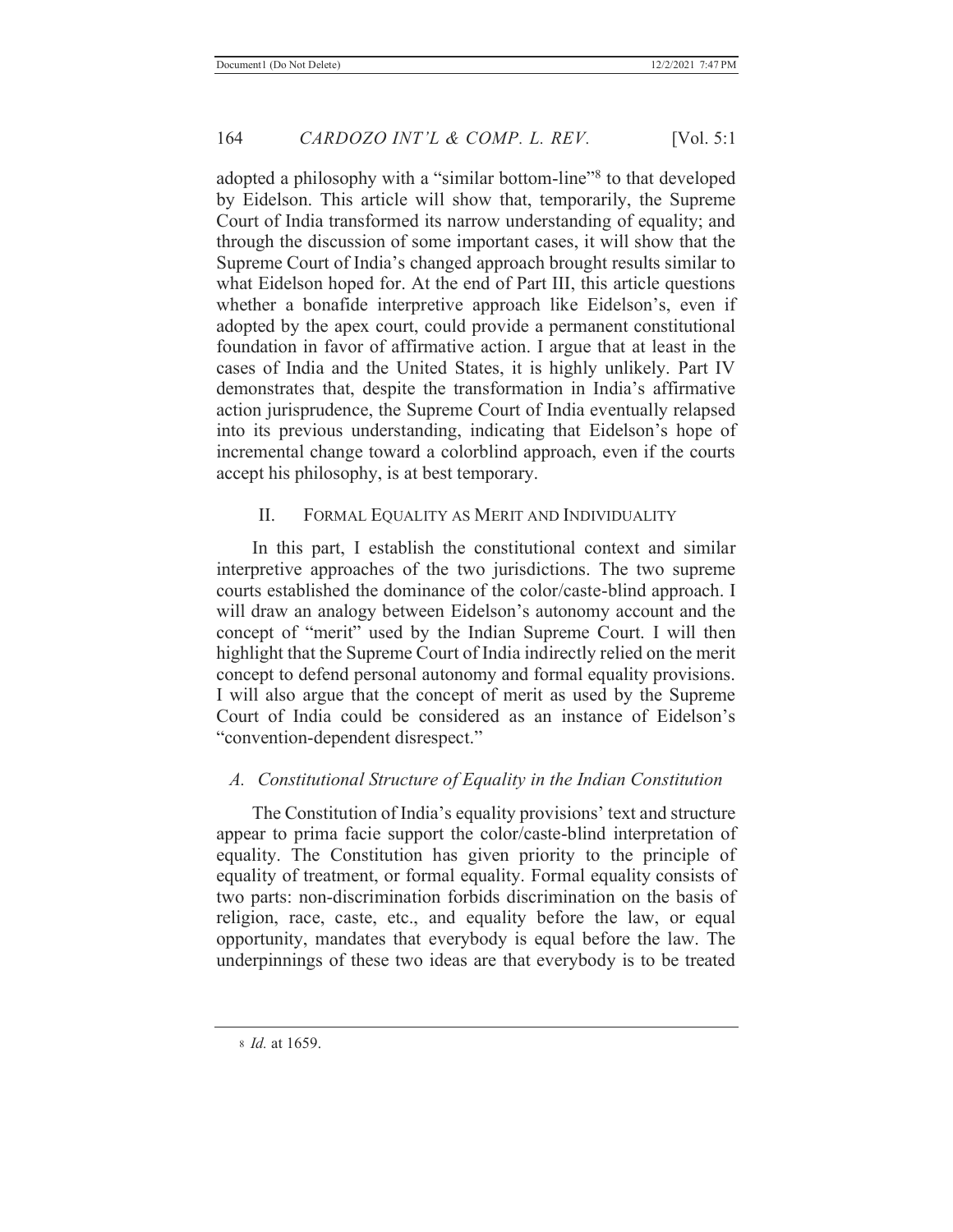adopted a philosophy with a "similar bottom-line"[8] to that developed by Eidelson. This article will show that, temporarily, the Supreme Court of India transformed its narrow understanding of equality; and through the discussion of some important cases, it will show that the Supreme Court of India's changed approach brought results similar to what Eidelson hoped for. At the end of Part III, this article questions whether a bonafide interpretive approach like Eidelson's, even if adopted by the apex court, could provide a permanent constitutional foundation in favor of affirmative action. I argue that at least in the cases of India and the United States, it is highly unlikely. Part IV demonstrates that, despite the transformation in India's affirmative action jurisprudence, the Supreme Court of India eventually relapsed into its previous understanding, indicating that Eidelson's hope of incremental change toward a colorblind approach, even if the courts accept his philosophy, is at best temporary.

## II. Formal Equality as Merit and Individuality

In this part, I establish the constitutional context and similar interpretive approaches of the two jurisdictions. The two supreme courts established the dominance of the color/caste-blind approach. I will draw an analogy between Eidelson's autonomy account and the concept of "merit" used by the Indian Supreme Court. I will then highlight that the Supreme Court of India indirectly relied on the merit concept to defend personal autonomy and formal equality provisions. I will also argue that the concept of merit as used by the Supreme Court of India could be considered as an instance of Eidelson's "convention-dependent disrespect."

### *A. Constitutional Structure of Equality in the Indian Constitution*

The Constitution of India's equality provisions' text and structure appear to prima facie support the color/caste-blind interpretation of equality. The Constitution has given priority to the principle of equality of treatment, or formal equality. Formal equality consists of two parts: non-discrimination forbids discrimination on the basis of religion, race, caste, etc., and equality before the law, or equal opportunity, mandates that everybody is equal before the law. The underpinnings of these two ideas are that everybody is to be treated

---

[8] *Id.* at 1659.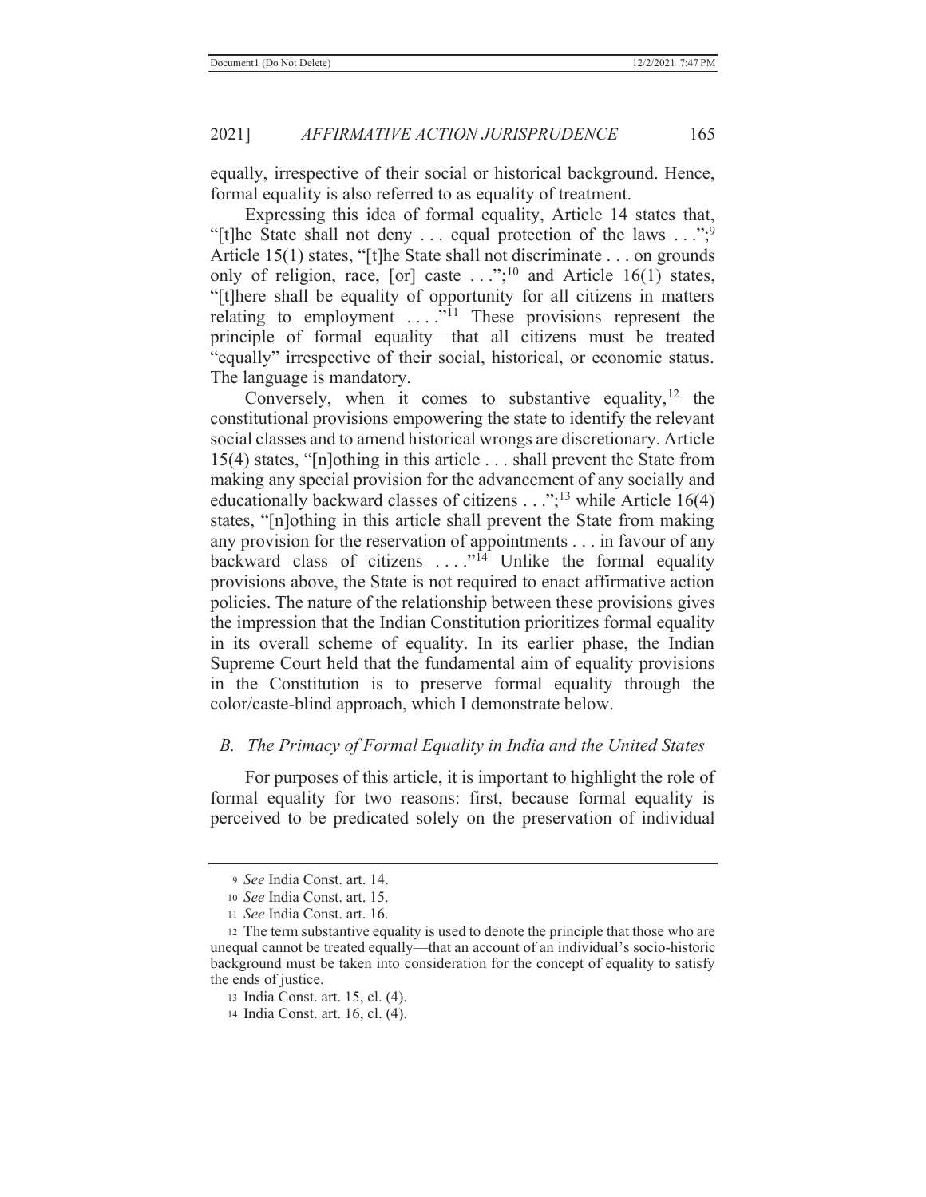equally, irrespective of their social or historical background. Hence, formal equality is also referred to as equality of treatment.

Expressing this idea of formal equality, Article 14 states that, "[t]he State shall not deny . . . equal protection of the laws . . .";[9] Article 15(1) states, "[t]he State shall not discriminate . . . on grounds only of religion, race, [or] caste . . .";[10] and Article 16(1) states, "[t]here shall be equality of opportunity for all citizens in matters relating to employment . . . ."[11] These provisions represent the principle of formal equality—that all citizens must be treated "equally" irrespective of their social, historical, or economic status. The language is mandatory.

Conversely, when it comes to substantive equality,[12] the constitutional provisions empowering the state to identify the relevant social classes and to amend historical wrongs are discretionary. Article 15(4) states, "[n]othing in this article . . . shall prevent the State from making any special provision for the advancement of any socially and educationally backward classes of citizens . . .";[13] while Article 16(4) states, "[n]othing in this article shall prevent the State from making any provision for the reservation of appointments . . . in favour of any backward class of citizens . . . ."[14] Unlike the formal equality provisions above, the State is not required to enact affirmative action policies. The nature of the relationship between these provisions gives the impression that the Indian Constitution prioritizes formal equality in its overall scheme of equality. In its earlier phase, the Indian Supreme Court held that the fundamental aim of equality provisions in the Constitution is to preserve formal equality through the color/caste-blind approach, which I demonstrate below.

### *B. The Primacy of Formal Equality in India and the United States*

For purposes of this article, it is important to highlight the role of formal equality for two reasons: first, because formal equality is perceived to be predicated solely on the preservation of individual

---

9 *See* India Const. art. 14.

10 *See* India Const. art. 15.

11 *See* India Const. art. 16.

12 The term substantive equality is used to denote the principle that those who are unequal cannot be treated equally—that an account of an individual's socio-historic background must be taken into consideration for the concept of equality to satisfy the ends of justice.

13 India Const. art. 15, cl. (4).

14 India Const. art. 16, cl. (4).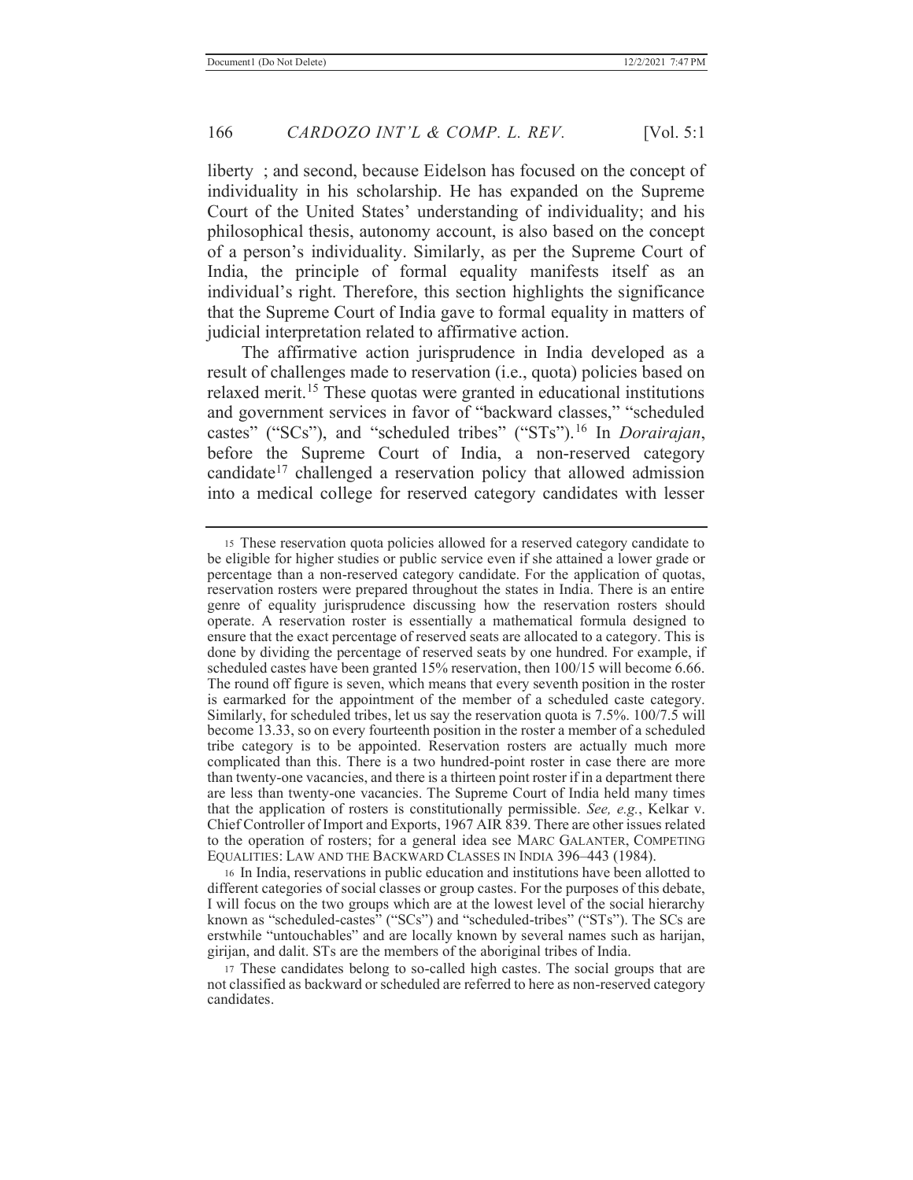liberty ; and second, because Eidelson has focused on the concept of individuality in his scholarship. He has expanded on the Supreme Court of the United States' understanding of individuality; and his philosophical thesis, autonomy account, is also based on the concept of a person's individuality. Similarly, as per the Supreme Court of India, the principle of formal equality manifests itself as an individual's right. Therefore, this section highlights the significance that the Supreme Court of India gave to formal equality in matters of judicial interpretation related to affirmative action.

The affirmative action jurisprudence in India developed as a result of challenges made to reservation (i.e., quota) policies based on relaxed merit.[15] These quotas were granted in educational institutions and government services in favor of "backward classes," "scheduled castes" ("SCs"), and "scheduled tribes" ("STs").[16] In *Dorairajan*, before the Supreme Court of India, a non-reserved category candidate[17] challenged a reservation policy that allowed admission into a medical college for reserved category candidates with lesser

---

[15] These reservation quota policies allowed for a reserved category candidate to be eligible for higher studies or public service even if she attained a lower grade or percentage than a non-reserved category candidate. For the application of quotas, reservation rosters were prepared throughout the states in India. There is an entire genre of equality jurisprudence discussing how the reservation rosters should operate. A reservation roster is essentially a mathematical formula designed to ensure that the exact percentage of reserved seats are allocated to a category. This is done by dividing the percentage of reserved seats by one hundred. For example, if scheduled castes have been granted 15% reservation, then 100/15 will become 6.66. The round off figure is seven, which means that every seventh position in the roster is earmarked for the appointment of the member of a scheduled caste category. Similarly, for scheduled tribes, let us say the reservation quota is 7.5%. 100/7.5 will become 13.33, so on every fourteenth position in the roster a member of a scheduled tribe category is to be appointed. Reservation rosters are actually much more complicated than this. There is a two hundred-point roster in case there are more than twenty-one vacancies, and there is a thirteen point roster if in a department there are less than twenty-one vacancies. The Supreme Court of India held many times that the application of rosters is constitutionally permissible. *See, e.g.*, Kelkar v. Chief Controller of Import and Exports, 1967 AIR 839. There are other issues related to the operation of rosters; for a general idea see MARC GALANTER, COMPETING EQUALITIES: LAW AND THE BACKWARD CLASSES IN INDIA 396–443 (1984).

[16] In India, reservations in public education and institutions have been allotted to different categories of social classes or group castes. For the purposes of this debate, I will focus on the two groups which are at the lowest level of the social hierarchy known as "scheduled-castes" ("SCs") and "scheduled-tribes" ("STs"). The SCs are erstwhile "untouchables" and are locally known by several names such as harijan, girijan, and dalit. STs are the members of the aboriginal tribes of India.

[17] These candidates belong to so-called high castes. The social groups that are not classified as backward or scheduled are referred to here as non-reserved category candidates.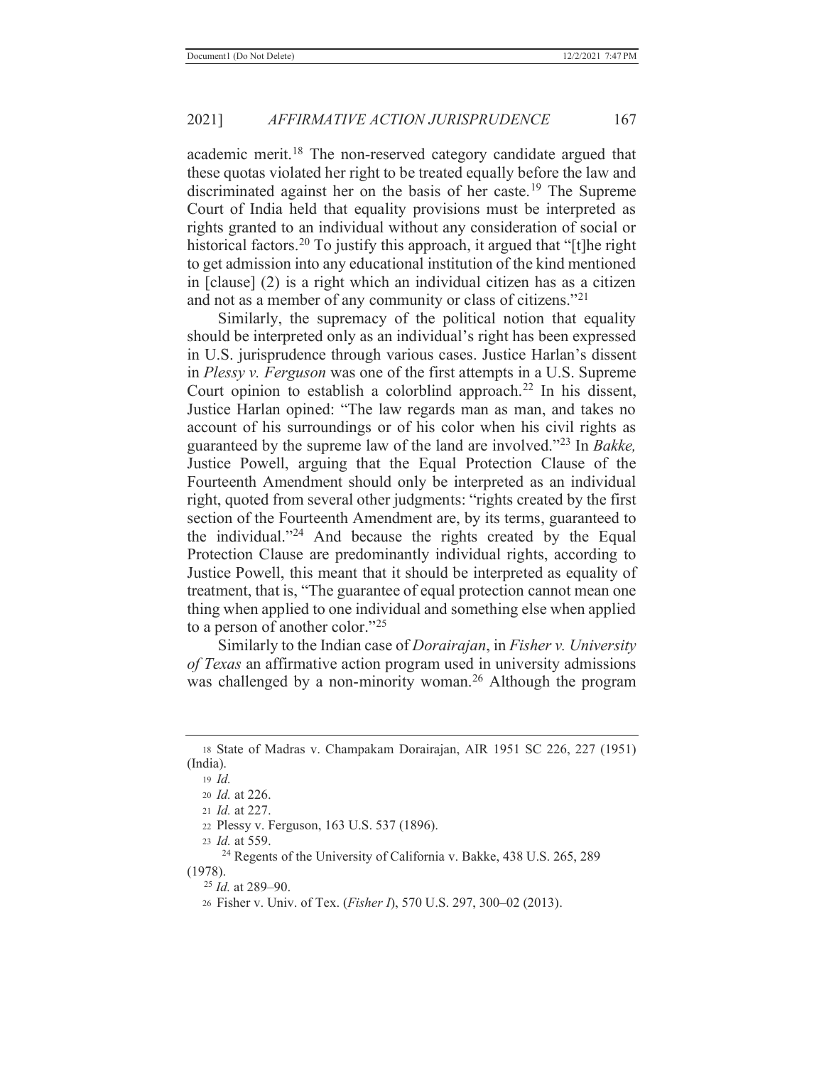academic merit.[18] The non-reserved category candidate argued that these quotas violated her right to be treated equally before the law and discriminated against her on the basis of her caste.[19] The Supreme Court of India held that equality provisions must be interpreted as rights granted to an individual without any consideration of social or historical factors.[20] To justify this approach, it argued that "[t]he right to get admission into any educational institution of the kind mentioned in [clause] (2) is a right which an individual citizen has as a citizen and not as a member of any community or class of citizens."[21]

Similarly, the supremacy of the political notion that equality should be interpreted only as an individual's right has been expressed in U.S. jurisprudence through various cases. Justice Harlan's dissent in *Plessy v. Ferguson* was one of the first attempts in a U.S. Supreme Court opinion to establish a colorblind approach.[22] In his dissent, Justice Harlan opined: "The law regards man as man, and takes no account of his surroundings or of his color when his civil rights as guaranteed by the supreme law of the land are involved."[23] In *Bakke,* Justice Powell, arguing that the Equal Protection Clause of the Fourteenth Amendment should only be interpreted as an individual right, quoted from several other judgments: "rights created by the first section of the Fourteenth Amendment are, by its terms, guaranteed to the individual."[24] And because the rights created by the Equal Protection Clause are predominantly individual rights, according to Justice Powell, this meant that it should be interpreted as equality of treatment, that is, "The guarantee of equal protection cannot mean one thing when applied to one individual and something else when applied to a person of another color."[25]

Similarly to the Indian case of *Dorairajan*, in *Fisher v. University of Texas* an affirmative action program used in university admissions was challenged by a non-minority woman.[26] Although the program

---

[18] State of Madras v. Champakam Dorairajan, AIR 1951 SC 226, 227 (1951) (India).

[19] *Id.*

[20] *Id.* at 226.

[21] *Id.* at 227.

[22] Plessy v. Ferguson, 163 U.S. 537 (1896).

[23] *Id.* at 559.

[24] Regents of the University of California v. Bakke, 438 U.S. 265, 289 (1978).

[25] *Id.* at 289–90.

[26] Fisher v. Univ. of Tex. (*Fisher I*), 570 U.S. 297, 300–02 (2013).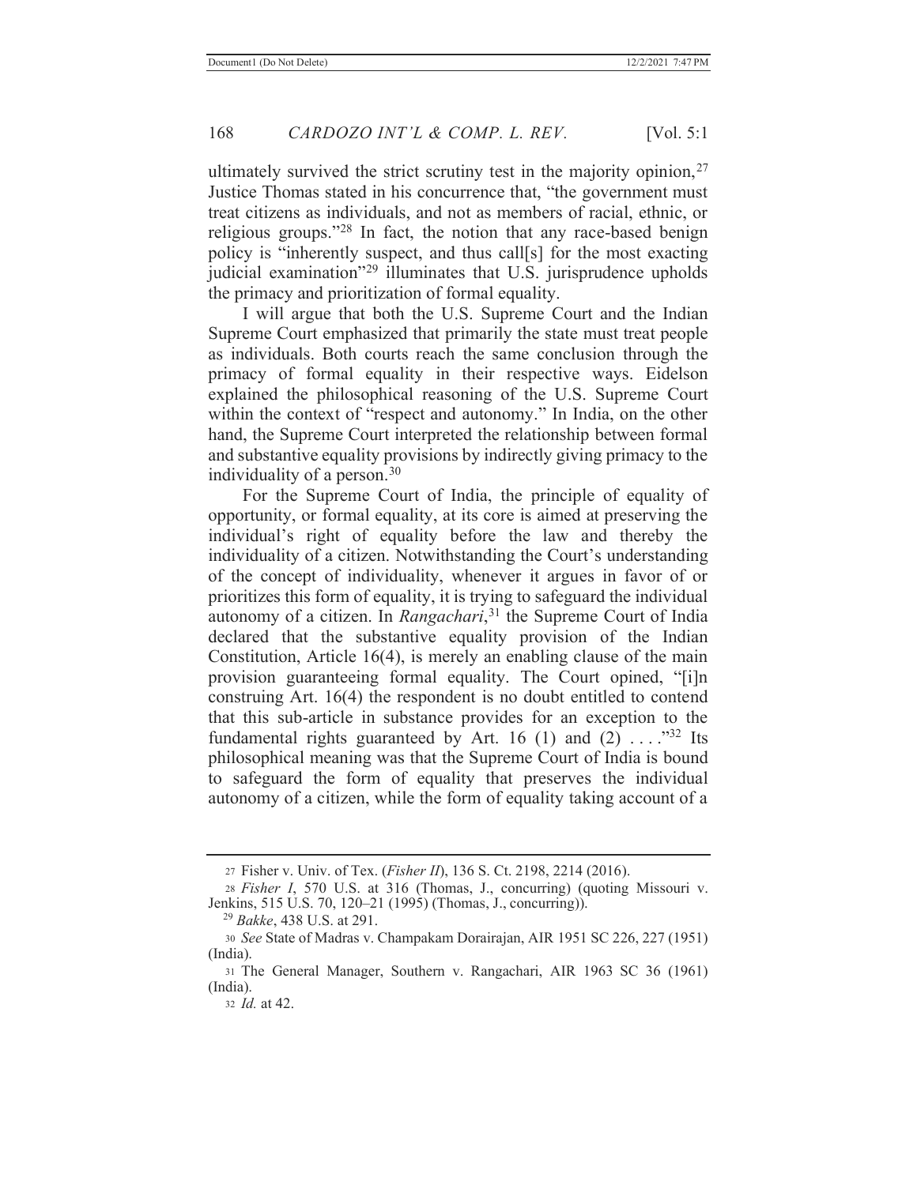ultimately survived the strict scrutiny test in the majority opinion,[27] Justice Thomas stated in his concurrence that, "the government must treat citizens as individuals, and not as members of racial, ethnic, or religious groups."[28] In fact, the notion that any race-based benign policy is "inherently suspect, and thus call[s] for the most exacting judicial examination"[29] illuminates that U.S. jurisprudence upholds the primacy and prioritization of formal equality.

I will argue that both the U.S. Supreme Court and the Indian Supreme Court emphasized that primarily the state must treat people as individuals. Both courts reach the same conclusion through the primacy of formal equality in their respective ways. Eidelson explained the philosophical reasoning of the U.S. Supreme Court within the context of "respect and autonomy." In India, on the other hand, the Supreme Court interpreted the relationship between formal and substantive equality provisions by indirectly giving primacy to the individuality of a person.[30]

For the Supreme Court of India, the principle of equality of opportunity, or formal equality, at its core is aimed at preserving the individual's right of equality before the law and thereby the individuality of a citizen. Notwithstanding the Court's understanding of the concept of individuality, whenever it argues in favor of or prioritizes this form of equality, it is trying to safeguard the individual autonomy of a citizen. In *Rangachari*,[31] the Supreme Court of India declared that the substantive equality provision of the Indian Constitution, Article 16(4), is merely an enabling clause of the main provision guaranteeing formal equality. The Court opined, "[i]n construing Art. 16(4) the respondent is no doubt entitled to contend that this sub-article in substance provides for an exception to the fundamental rights guaranteed by Art. 16 (1) and (2) . . . ."[32] Its philosophical meaning was that the Supreme Court of India is bound to safeguard the form of equality that preserves the individual autonomy of a citizen, while the form of equality taking account of a

---

27 Fisher v. Univ. of Tex. (*Fisher II*), 136 S. Ct. 2198, 2214 (2016).

28 *Fisher I*, 570 U.S. at 316 (Thomas, J., concurring) (quoting Missouri v. Jenkins, 515 U.S. 70, 120–21 (1995) (Thomas, J., concurring)).

29 *Bakke*, 438 U.S. at 291.

30 *See* State of Madras v. Champakam Dorairajan, AIR 1951 SC 226, 227 (1951) (India).

31 The General Manager, Southern v. Rangachari, AIR 1963 SC 36 (1961) (India).

32 *Id.* at 42.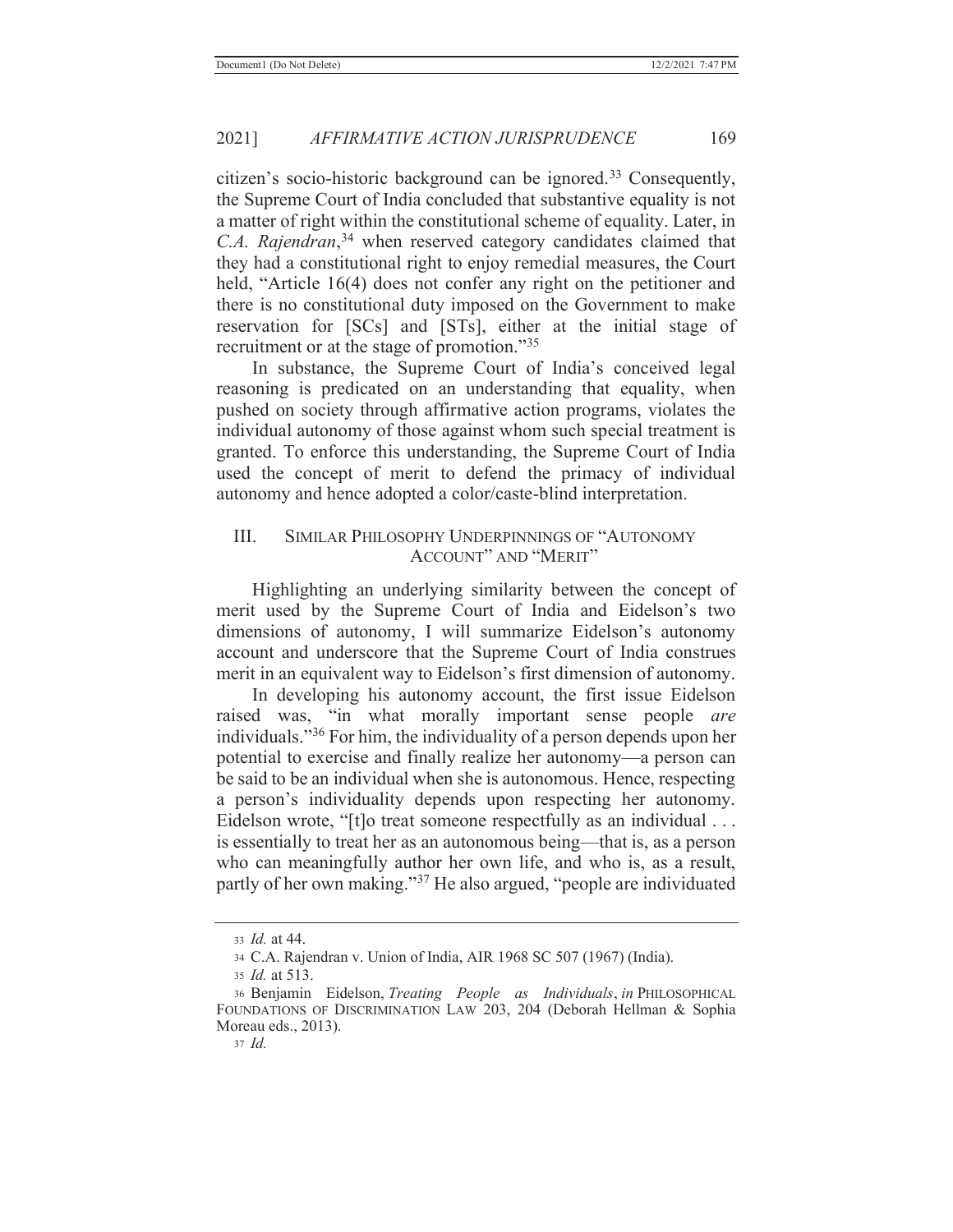citizen's socio-historic background can be ignored.[33] Consequently, the Supreme Court of India concluded that substantive equality is not a matter of right within the constitutional scheme of equality. Later, in *C.A. Rajendran*,[34] when reserved category candidates claimed that they had a constitutional right to enjoy remedial measures, the Court held, "Article 16(4) does not confer any right on the petitioner and there is no constitutional duty imposed on the Government to make reservation for [SCs] and [STs], either at the initial stage of recruitment or at the stage of promotion."[35]

In substance, the Supreme Court of India's conceived legal reasoning is predicated on an understanding that equality, when pushed on society through affirmative action programs, violates the individual autonomy of those against whom such special treatment is granted. To enforce this understanding, the Supreme Court of India used the concept of merit to defend the primacy of individual autonomy and hence adopted a color/caste-blind interpretation.

## III. SIMILAR PHILOSOPHY UNDERPINNINGS OF "AUTONOMY ACCOUNT" AND "MERIT"

Highlighting an underlying similarity between the concept of merit used by the Supreme Court of India and Eidelson's two dimensions of autonomy, I will summarize Eidelson's autonomy account and underscore that the Supreme Court of India construes merit in an equivalent way to Eidelson's first dimension of autonomy.

In developing his autonomy account, the first issue Eidelson raised was, "in what morally important sense people *are* individuals."[36] For him, the individuality of a person depends upon her potential to exercise and finally realize her autonomy—a person can be said to be an individual when she is autonomous. Hence, respecting a person's individuality depends upon respecting her autonomy. Eidelson wrote, "[t]o treat someone respectfully as an individual . . . is essentially to treat her as an autonomous being—that is, as a person who can meaningfully author her own life, and who is, as a result, partly of her own making."[37] He also argued, "people are individuated

---

33 *Id.* at 44.

34 C.A. Rajendran v. Union of India, AIR 1968 SC 507 (1967) (India).

35 *Id.* at 513.

36 Benjamin Eidelson, *Treating People as Individuals*, *in* PHILOSOPHICAL FOUNDATIONS OF DISCRIMINATION LAW 203, 204 (Deborah Hellman & Sophia Moreau eds., 2013).

37 *Id.*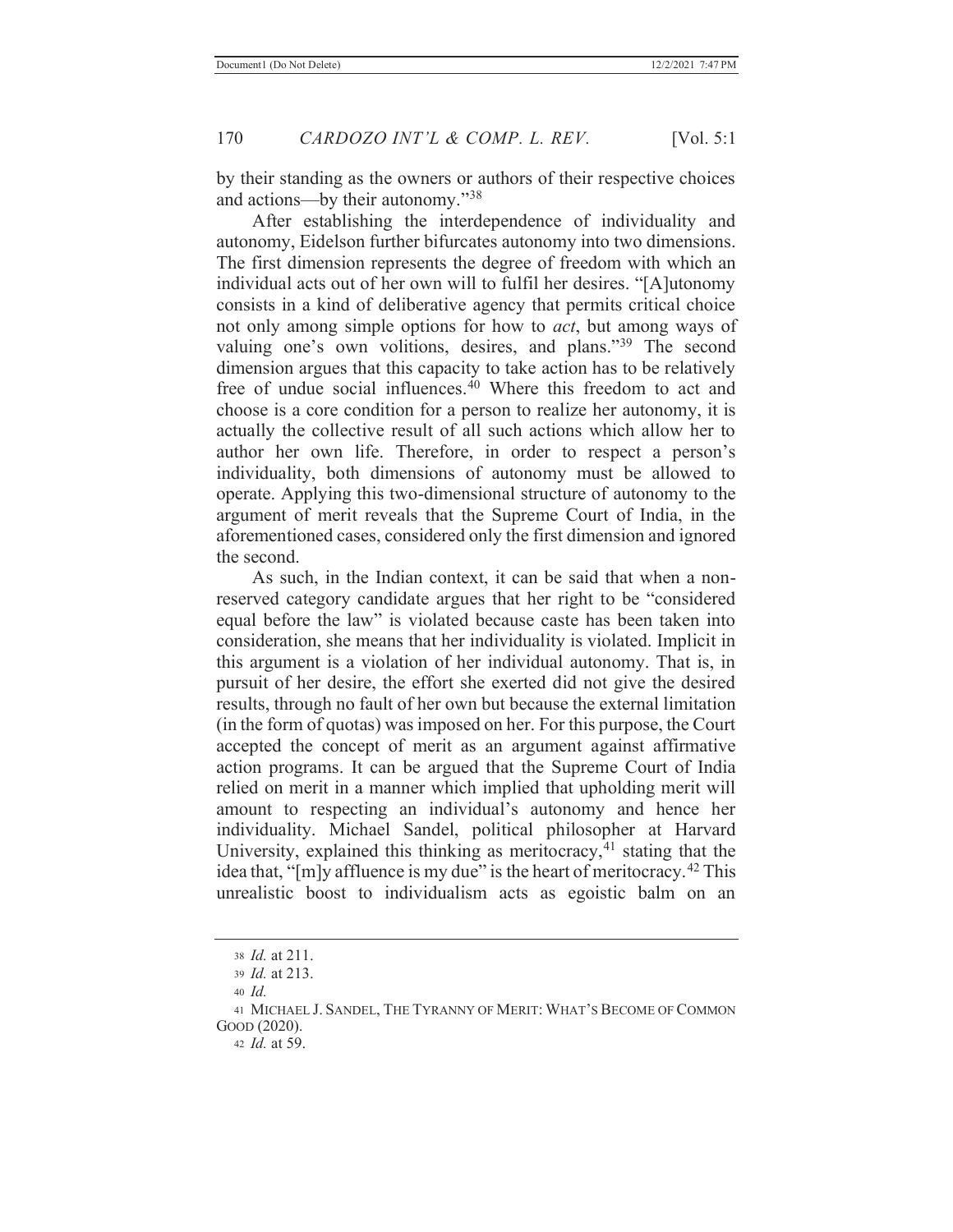by their standing as the owners or authors of their respective choices and actions—by their autonomy."[38]

After establishing the interdependence of individuality and autonomy, Eidelson further bifurcates autonomy into two dimensions. The first dimension represents the degree of freedom with which an individual acts out of her own will to fulfil her desires. "[A]utonomy consists in a kind of deliberative agency that permits critical choice not only among simple options for how to *act*, but among ways of valuing one's own volitions, desires, and plans."[39] The second dimension argues that this capacity to take action has to be relatively free of undue social influences.[40] Where this freedom to act and choose is a core condition for a person to realize her autonomy, it is actually the collective result of all such actions which allow her to author her own life. Therefore, in order to respect a person's individuality, both dimensions of autonomy must be allowed to operate. Applying this two-dimensional structure of autonomy to the argument of merit reveals that the Supreme Court of India, in the aforementioned cases, considered only the first dimension and ignored the second.

As such, in the Indian context, it can be said that when a non-reserved category candidate argues that her right to be "considered equal before the law" is violated because caste has been taken into consideration, she means that her individuality is violated. Implicit in this argument is a violation of her individual autonomy. That is, in pursuit of her desire, the effort she exerted did not give the desired results, through no fault of her own but because the external limitation (in the form of quotas) was imposed on her. For this purpose, the Court accepted the concept of merit as an argument against affirmative action programs. It can be argued that the Supreme Court of India relied on merit in a manner which implied that upholding merit will amount to respecting an individual's autonomy and hence her individuality. Michael Sandel, political philosopher at Harvard University, explained this thinking as meritocracy,[41] stating that the idea that, "[m]y affluence is my due" is the heart of meritocracy.[42] This unrealistic boost to individualism acts as egoistic balm on an

---

[38] *Id.* at 211.

[39] *Id.* at 213.

[40] *Id.*

[41] MICHAEL J. SANDEL, THE TYRANNY OF MERIT: WHAT'S BECOME OF COMMON GOOD (2020).

[42] *Id.* at 59.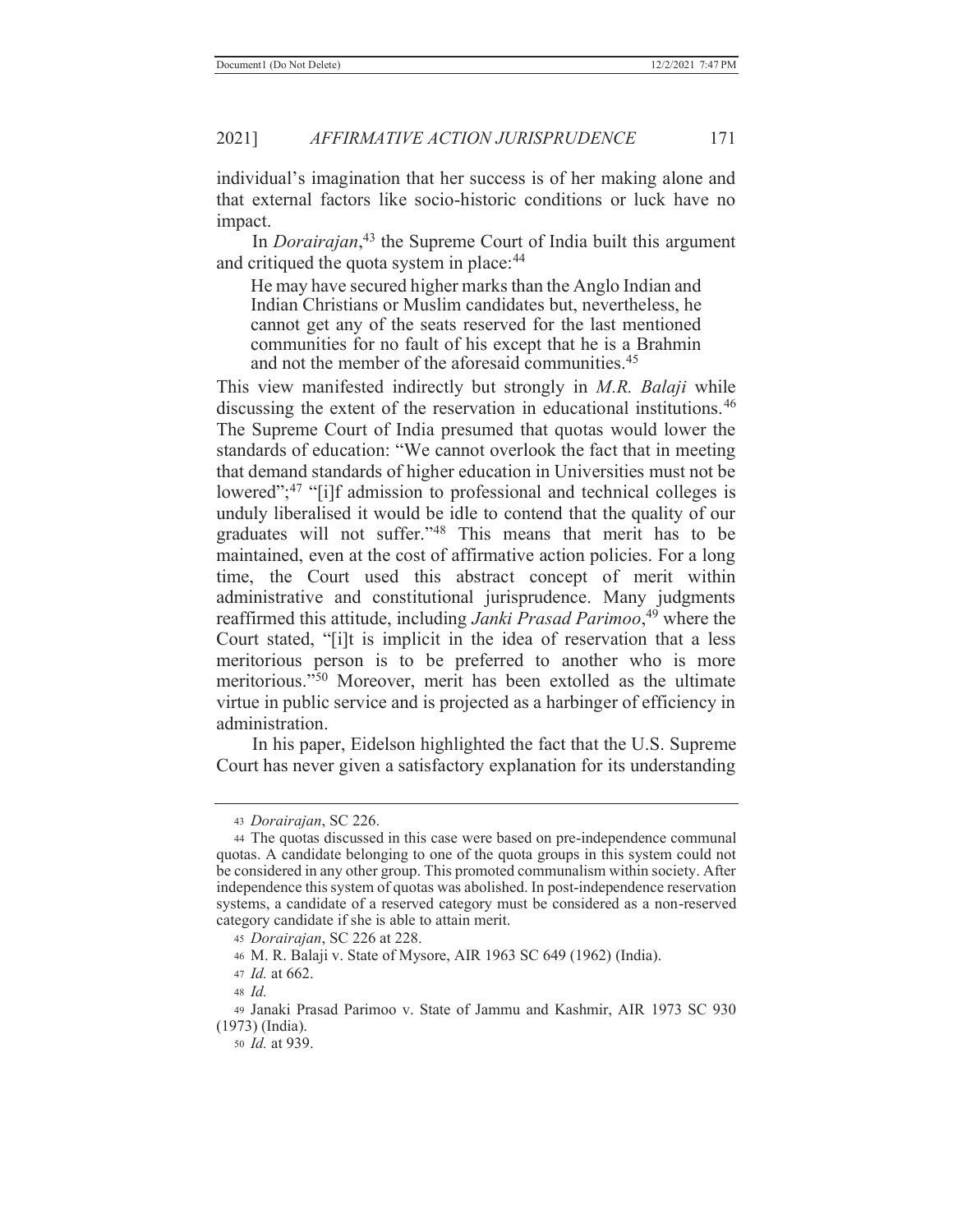individual's imagination that her success is of her making alone and that external factors like socio-historic conditions or luck have no impact.

In *Dorairajan*,[43] the Supreme Court of India built this argument and critiqued the quota system in place:[44]

> He may have secured higher marks than the Anglo Indian and Indian Christians or Muslim candidates but, nevertheless, he cannot get any of the seats reserved for the last mentioned communities for no fault of his except that he is a Brahmin and not the member of the aforesaid communities.[45]

This view manifested indirectly but strongly in *M.R. Balaji* while discussing the extent of the reservation in educational institutions.[46] The Supreme Court of India presumed that quotas would lower the standards of education: "We cannot overlook the fact that in meeting that demand standards of higher education in Universities must not be lowered";[47] "[i]f admission to professional and technical colleges is unduly liberalised it would be idle to contend that the quality of our graduates will not suffer."[48] This means that merit has to be maintained, even at the cost of affirmative action policies. For a long time, the Court used this abstract concept of merit within administrative and constitutional jurisprudence. Many judgments reaffirmed this attitude, including *Janki Prasad Parimoo*,[49] where the Court stated, "[i]t is implicit in the idea of reservation that a less meritorious person is to be preferred to another who is more meritorious."[50] Moreover, merit has been extolled as the ultimate virtue in public service and is projected as a harbinger of efficiency in administration.

In his paper, Eidelson highlighted the fact that the U.S. Supreme Court has never given a satisfactory explanation for its understanding

---

[43] *Dorairajan*, SC 226.

[44] The quotas discussed in this case were based on pre-independence communal quotas. A candidate belonging to one of the quota groups in this system could not be considered in any other group. This promoted communalism within society. After independence this system of quotas was abolished. In post-independence reservation systems, a candidate of a reserved category must be considered as a non-reserved category candidate if she is able to attain merit.

[45] *Dorairajan*, SC 226 at 228.

[46] M. R. Balaji v. State of Mysore, AIR 1963 SC 649 (1962) (India).

[47] *Id.* at 662.

[48] *Id.*

[49] Janaki Prasad Parimoo v. State of Jammu and Kashmir, AIR 1973 SC 930 (1973) (India).

[50] *Id.* at 939.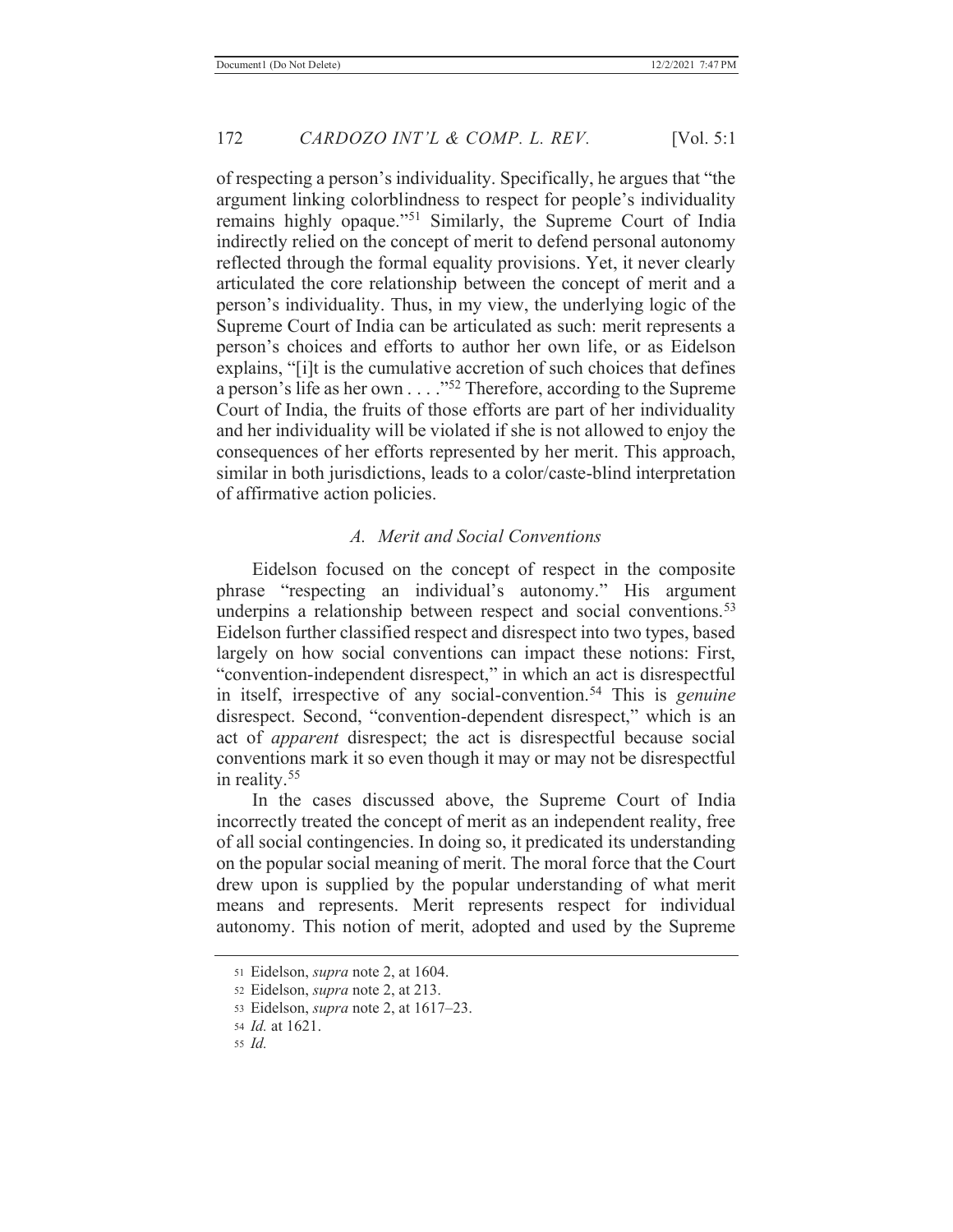of respecting a person's individuality. Specifically, he argues that "the argument linking colorblindness to respect for people's individuality remains highly opaque."[51] Similarly, the Supreme Court of India indirectly relied on the concept of merit to defend personal autonomy reflected through the formal equality provisions. Yet, it never clearly articulated the core relationship between the concept of merit and a person's individuality. Thus, in my view, the underlying logic of the Supreme Court of India can be articulated as such: merit represents a person's choices and efforts to author her own life, or as Eidelson explains, "[i]t is the cumulative accretion of such choices that defines a person's life as her own . . . ."[52] Therefore, according to the Supreme Court of India, the fruits of those efforts are part of her individuality and her individuality will be violated if she is not allowed to enjoy the consequences of her efforts represented by her merit. This approach, similar in both jurisdictions, leads to a color/caste-blind interpretation of affirmative action policies.

### *A. Merit and Social Conventions*

Eidelson focused on the concept of respect in the composite phrase "respecting an individual's autonomy." His argument underpins a relationship between respect and social conventions.[53] Eidelson further classified respect and disrespect into two types, based largely on how social conventions can impact these notions: First, "convention-independent disrespect," in which an act is disrespectful in itself, irrespective of any social-convention.[54] This is *genuine* disrespect. Second, "convention-dependent disrespect," which is an act of *apparent* disrespect; the act is disrespectful because social conventions mark it so even though it may or may not be disrespectful in reality.[55]

In the cases discussed above, the Supreme Court of India incorrectly treated the concept of merit as an independent reality, free of all social contingencies. In doing so, it predicated its understanding on the popular social meaning of merit. The moral force that the Court drew upon is supplied by the popular understanding of what merit means and represents. Merit represents respect for individual autonomy. This notion of merit, adopted and used by the Supreme

51 Eidelson, *supra* note 2, at 1604.

52 Eidelson, *supra* note 2, at 213.

53 Eidelson, *supra* note 2, at 1617–23.

54 *Id.* at 1621.

55 *Id.*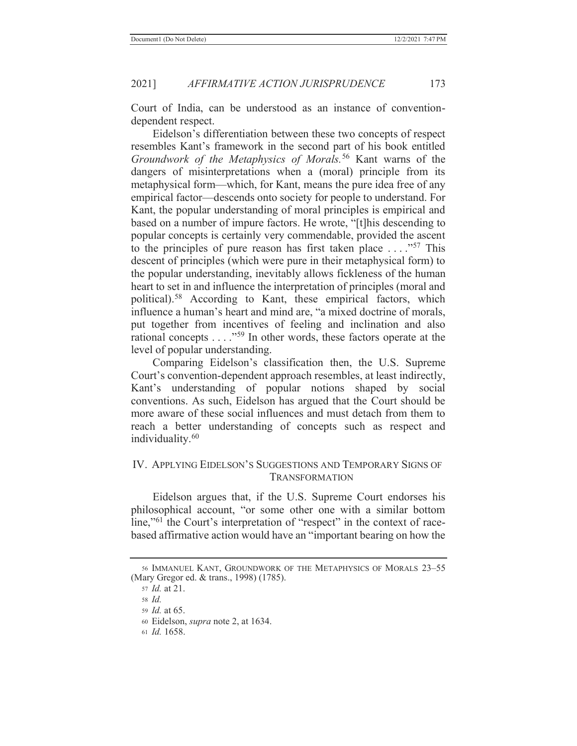Court of India, can be understood as an instance of convention-dependent respect.

Eidelson's differentiation between these two concepts of respect resembles Kant's framework in the second part of his book entitled *Groundwork of the Metaphysics of Morals.*[56] Kant warns of the dangers of misinterpretations when a (moral) principle from its metaphysical form—which, for Kant, means the pure idea free of any empirical factor—descends onto society for people to understand. For Kant, the popular understanding of moral principles is empirical and based on a number of impure factors. He wrote, "[t]his descending to popular concepts is certainly very commendable, provided the ascent to the principles of pure reason has first taken place . . . ."[57] This descent of principles (which were pure in their metaphysical form) to the popular understanding, inevitably allows fickleness of the human heart to set in and influence the interpretation of principles (moral and political).[58] According to Kant, these empirical factors, which influence a human's heart and mind are, "a mixed doctrine of morals, put together from incentives of feeling and inclination and also rational concepts . . . ."[59] In other words, these factors operate at the level of popular understanding.

Comparing Eidelson's classification then, the U.S. Supreme Court's convention-dependent approach resembles, at least indirectly, Kant's understanding of popular notions shaped by social conventions. As such, Eidelson has argued that the Court should be more aware of these social influences and must detach from them to reach a better understanding of concepts such as respect and individuality.[60]

## IV. Applying Eidelson's Suggestions and Temporary Signs of Transformation

Eidelson argues that, if the U.S. Supreme Court endorses his philosophical account, "or some other one with a similar bottom line,"[61] the Court's interpretation of "respect" in the context of race-based affirmative action would have an "important bearing on how the

---

56 Immanuel Kant, Groundwork of the Metaphysics of Morals 23–55 (Mary Gregor ed. & trans., 1998) (1785).

57 *Id.* at 21.

58 *Id.*

59 *Id.* at 65.

60 Eidelson, *supra* note 2, at 1634.

61 *Id.* 1658.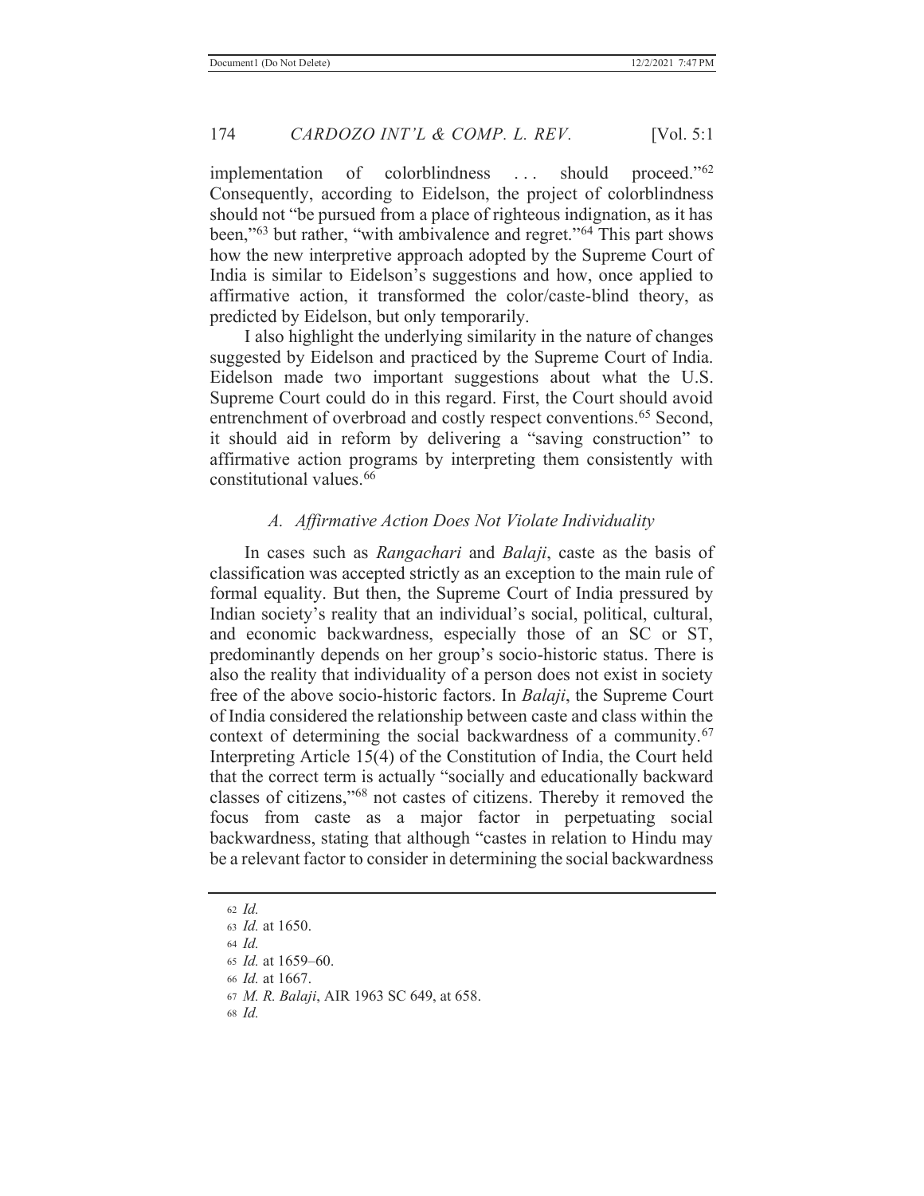implementation of colorblindness . . . should proceed."[62] Consequently, according to Eidelson, the project of colorblindness should not "be pursued from a place of righteous indignation, as it has been,"[63] but rather, "with ambivalence and regret."[64] This part shows how the new interpretive approach adopted by the Supreme Court of India is similar to Eidelson's suggestions and how, once applied to affirmative action, it transformed the color/caste-blind theory, as predicted by Eidelson, but only temporarily.

I also highlight the underlying similarity in the nature of changes suggested by Eidelson and practiced by the Supreme Court of India. Eidelson made two important suggestions about what the U.S. Supreme Court could do in this regard. First, the Court should avoid entrenchment of overbroad and costly respect conventions.[65] Second, it should aid in reform by delivering a "saving construction" to affirmative action programs by interpreting them consistently with constitutional values.[66]

### *A. Affirmative Action Does Not Violate Individuality*

In cases such as *Rangachari* and *Balaji*, caste as the basis of classification was accepted strictly as an exception to the main rule of formal equality. But then, the Supreme Court of India pressured by Indian society's reality that an individual's social, political, cultural, and economic backwardness, especially those of an SC or ST, predominantly depends on her group's socio-historic status. There is also the reality that individuality of a person does not exist in society free of the above socio-historic factors. In *Balaji*, the Supreme Court of India considered the relationship between caste and class within the context of determining the social backwardness of a community.[67] Interpreting Article 15(4) of the Constitution of India, the Court held that the correct term is actually "socially and educationally backward classes of citizens,"[68] not castes of citizens. Thereby it removed the focus from caste as a major factor in perpetuating social backwardness, stating that although "castes in relation to Hindu may be a relevant factor to consider in determining the social backwardness

---

62 *Id.*

63 *Id.* at 1650.

64 *Id.*

65 *Id.* at 1659–60.

66 *Id.* at 1667.

67 *M. R. Balaji*, AIR 1963 SC 649, at 658.

68 *Id.*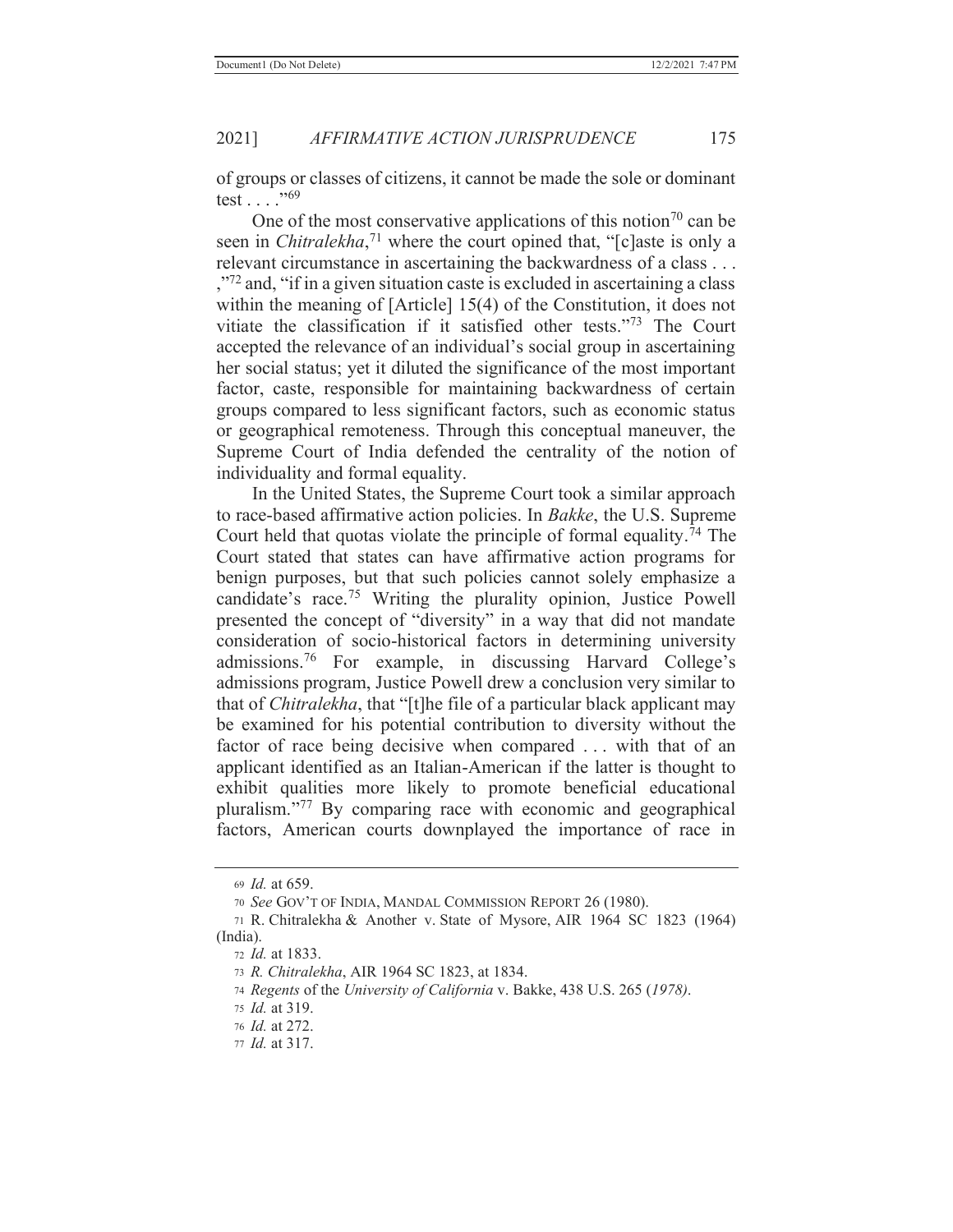of groups or classes of citizens, it cannot be made the sole or dominant test . . . ."[69]

One of the most conservative applications of this notion[70] can be seen in *Chitralekha*,[71] where the court opined that, "[c]aste is only a relevant circumstance in ascertaining the backwardness of a class . . . ,"[72] and, "if in a given situation caste is excluded in ascertaining a class within the meaning of [Article] 15(4) of the Constitution, it does not vitiate the classification if it satisfied other tests."[73] The Court accepted the relevance of an individual's social group in ascertaining her social status; yet it diluted the significance of the most important factor, caste, responsible for maintaining backwardness of certain groups compared to less significant factors, such as economic status or geographical remoteness. Through this conceptual maneuver, the Supreme Court of India defended the centrality of the notion of individuality and formal equality.

In the United States, the Supreme Court took a similar approach to race-based affirmative action policies. In *Bakke*, the U.S. Supreme Court held that quotas violate the principle of formal equality.[74] The Court stated that states can have affirmative action programs for benign purposes, but that such policies cannot solely emphasize a candidate's race.[75] Writing the plurality opinion, Justice Powell presented the concept of "diversity" in a way that did not mandate consideration of socio-historical factors in determining university admissions.[76] For example, in discussing Harvard College's admissions program, Justice Powell drew a conclusion very similar to that of *Chitralekha*, that "[t]he file of a particular black applicant may be examined for his potential contribution to diversity without the factor of race being decisive when compared . . . with that of an applicant identified as an Italian-American if the latter is thought to exhibit qualities more likely to promote beneficial educational pluralism."[77] By comparing race with economic and geographical factors, American courts downplayed the importance of race in

---

69 *Id.* at 659.

70 *See* GOV'T OF INDIA, MANDAL COMMISSION REPORT 26 (1980).

71 R. Chitralekha & Another v. State of Mysore, AIR 1964 SC 1823 (1964) (India).

72 *Id.* at 1833.

73 *R. Chitralekha*, AIR 1964 SC 1823, at 1834.

74 *Regents* of the *University of California* v. Bakke, 438 U.S. 265 (*1978).*

75 *Id.* at 319.

76 *Id.* at 272.

77 *Id.* at 317.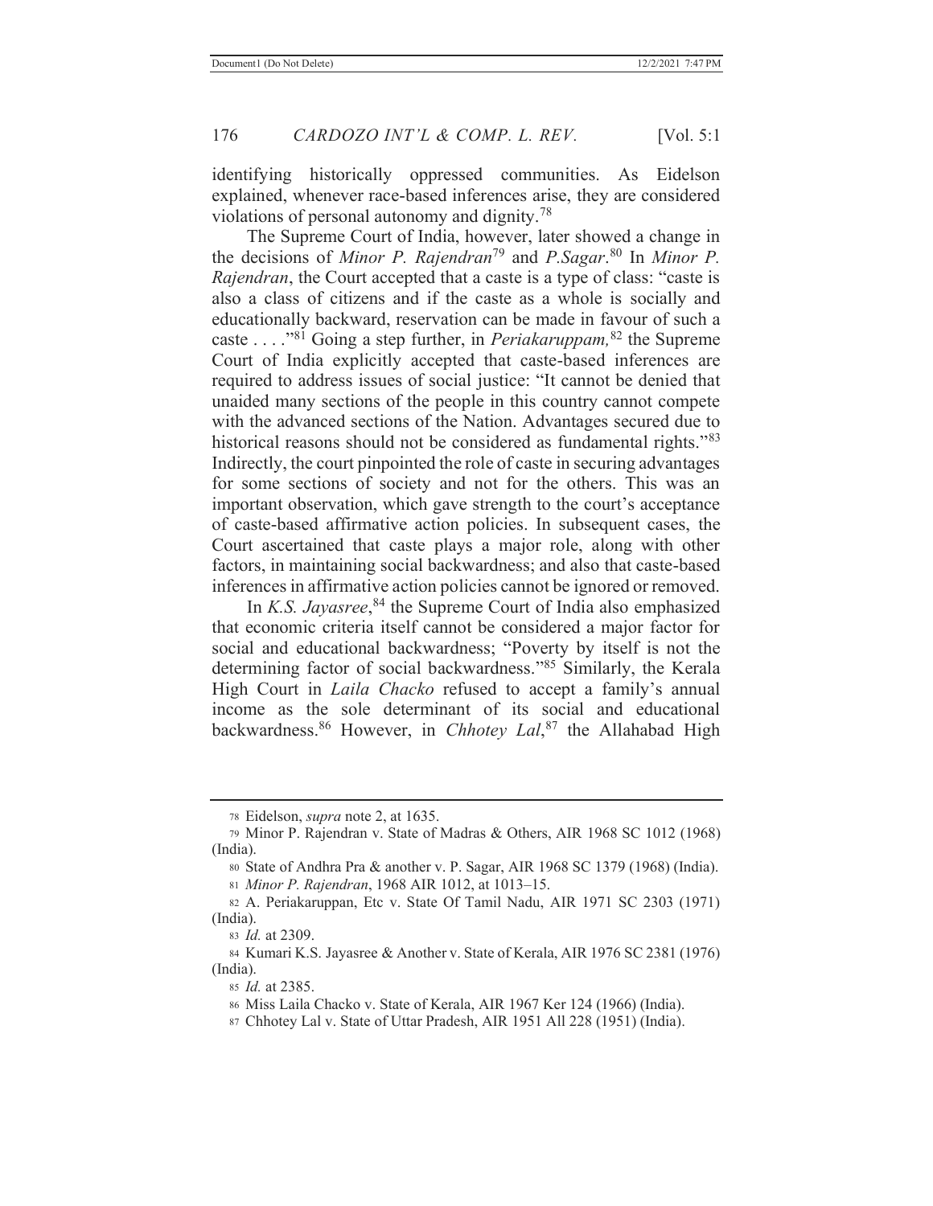identifying historically oppressed communities. As Eidelson explained, whenever race-based inferences arise, they are considered violations of personal autonomy and dignity.[78]

The Supreme Court of India, however, later showed a change in the decisions of *Minor P. Rajendran*[79] and *P.Sagar*.[80] In *Minor P. Rajendran*, the Court accepted that a caste is a type of class: "caste is also a class of citizens and if the caste as a whole is socially and educationally backward, reservation can be made in favour of such a caste . . . ."[81] Going a step further, in *Periakaruppam,*[82] the Supreme Court of India explicitly accepted that caste-based inferences are required to address issues of social justice: "It cannot be denied that unaided many sections of the people in this country cannot compete with the advanced sections of the Nation. Advantages secured due to historical reasons should not be considered as fundamental rights."[83] Indirectly, the court pinpointed the role of caste in securing advantages for some sections of society and not for the others. This was an important observation, which gave strength to the court's acceptance of caste-based affirmative action policies. In subsequent cases, the Court ascertained that caste plays a major role, along with other factors, in maintaining social backwardness; and also that caste-based inferences in affirmative action policies cannot be ignored or removed.

In *K.S. Jayasree*,[84] the Supreme Court of India also emphasized that economic criteria itself cannot be considered a major factor for social and educational backwardness; "Poverty by itself is not the determining factor of social backwardness."[85] Similarly, the Kerala High Court in *Laila Chacko* refused to accept a family's annual income as the sole determinant of its social and educational backwardness.[86] However, in *Chhotey Lal*,[87] the Allahabad High

---

78 Eidelson, *supra* note 2, at 1635.

79 Minor P. Rajendran v. State of Madras & Others, AIR 1968 SC 1012 (1968) (India).

80 State of Andhra Pra & another v. P. Sagar, AIR 1968 SC 1379 (1968) (India).

81 *Minor P. Rajendran*, 1968 AIR 1012, at 1013–15.

82 A. Periakaruppan, Etc v. State Of Tamil Nadu, AIR 1971 SC 2303 (1971) (India).

83 *Id.* at 2309.

84 Kumari K.S. Jayasree & Another v. State of Kerala, AIR 1976 SC 2381 (1976) (India).

85 *Id.* at 2385.

86 Miss Laila Chacko v. State of Kerala, AIR 1967 Ker 124 (1966) (India).

87 Chhotey Lal v. State of Uttar Pradesh, AIR 1951 All 228 (1951) (India).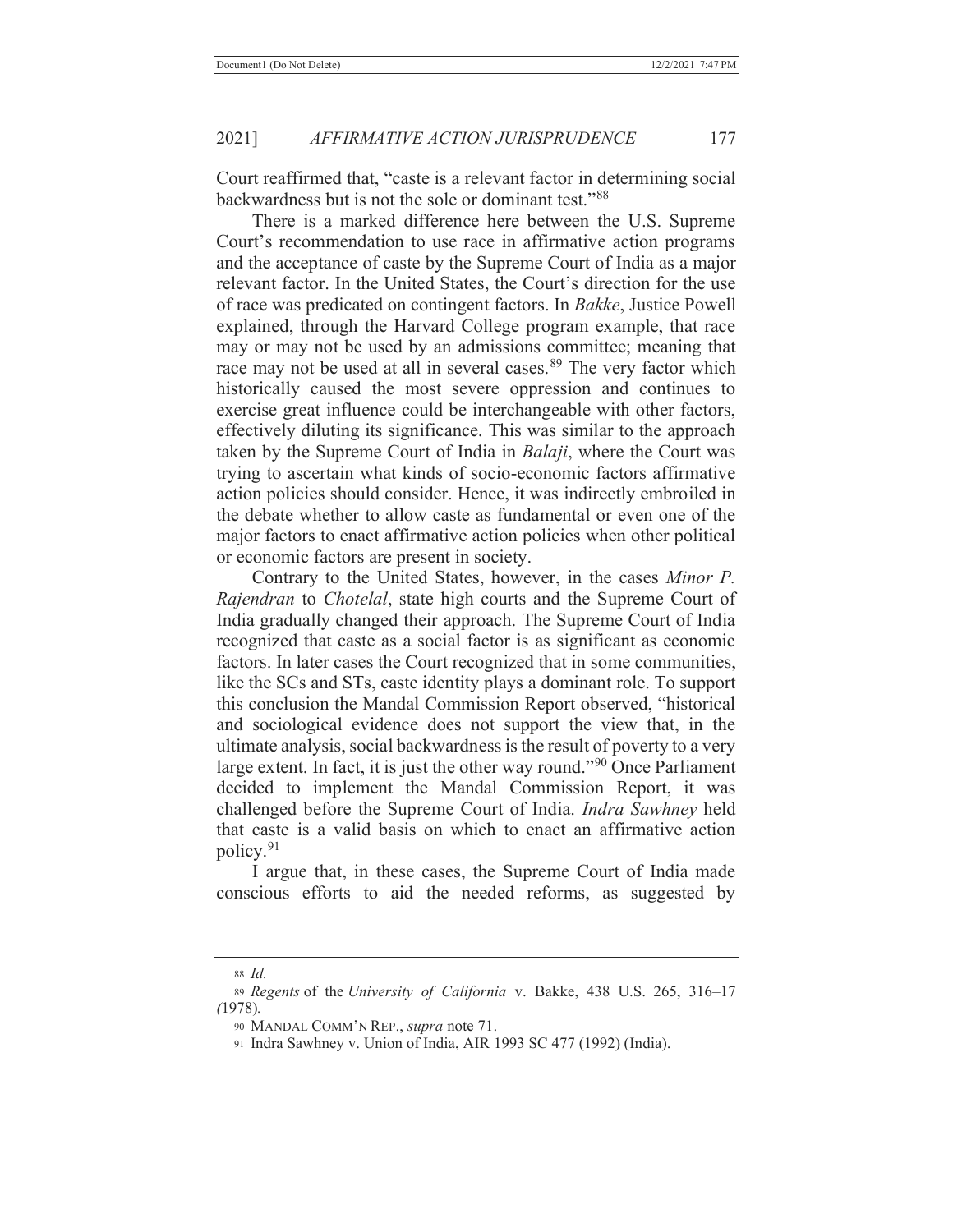Court reaffirmed that, "caste is a relevant factor in determining social backwardness but is not the sole or dominant test."[88]

There is a marked difference here between the U.S. Supreme Court's recommendation to use race in affirmative action programs and the acceptance of caste by the Supreme Court of India as a major relevant factor. In the United States, the Court's direction for the use of race was predicated on contingent factors. In *Bakke*, Justice Powell explained, through the Harvard College program example, that race may or may not be used by an admissions committee; meaning that race may not be used at all in several cases.[89] The very factor which historically caused the most severe oppression and continues to exercise great influence could be interchangeable with other factors, effectively diluting its significance. This was similar to the approach taken by the Supreme Court of India in *Balaji*, where the Court was trying to ascertain what kinds of socio-economic factors affirmative action policies should consider. Hence, it was indirectly embroiled in the debate whether to allow caste as fundamental or even one of the major factors to enact affirmative action policies when other political or economic factors are present in society.

Contrary to the United States, however, in the cases *Minor P. Rajendran* to *Chotelal*, state high courts and the Supreme Court of India gradually changed their approach. The Supreme Court of India recognized that caste as a social factor is as significant as economic factors. In later cases the Court recognized that in some communities, like the SCs and STs, caste identity plays a dominant role. To support this conclusion the Mandal Commission Report observed, "historical and sociological evidence does not support the view that, in the ultimate analysis, social backwardness is the result of poverty to a very large extent. In fact, it is just the other way round."[90] Once Parliament decided to implement the Mandal Commission Report, it was challenged before the Supreme Court of India. *Indra Sawhney* held that caste is a valid basis on which to enact an affirmative action policy.[91]

I argue that, in these cases, the Supreme Court of India made conscious efforts to aid the needed reforms, as suggested by

---

88 *Id.*

89 *Regents* of the *University of California* v. Bakke, 438 U.S. 265, 316–17 (1978).

90 MANDAL COMM'N REP., *supra* note 71.

91 Indra Sawhney v. Union of India, AIR 1993 SC 477 (1992) (India).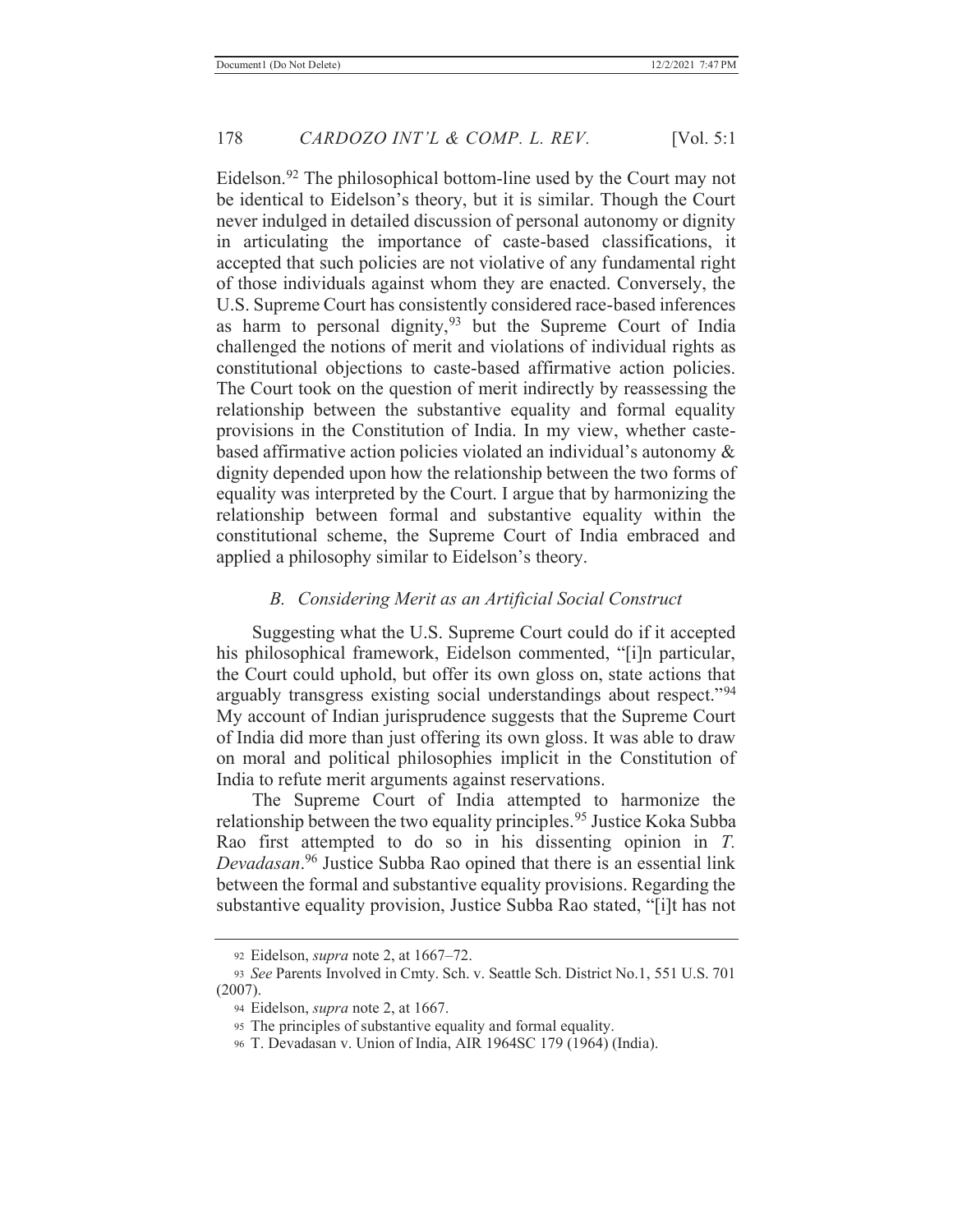Eidelson.[92] The philosophical bottom-line used by the Court may not be identical to Eidelson's theory, but it is similar. Though the Court never indulged in detailed discussion of personal autonomy or dignity in articulating the importance of caste-based classifications, it accepted that such policies are not violative of any fundamental right of those individuals against whom they are enacted. Conversely, the U.S. Supreme Court has consistently considered race-based inferences as harm to personal dignity,[93] but the Supreme Court of India challenged the notions of merit and violations of individual rights as constitutional objections to caste-based affirmative action policies. The Court took on the question of merit indirectly by reassessing the relationship between the substantive equality and formal equality provisions in the Constitution of India. In my view, whether caste-based affirmative action policies violated an individual's autonomy & dignity depended upon how the relationship between the two forms of equality was interpreted by the Court. I argue that by harmonizing the relationship between formal and substantive equality within the constitutional scheme, the Supreme Court of India embraced and applied a philosophy similar to Eidelson's theory.

### *B. Considering Merit as an Artificial Social Construct*

Suggesting what the U.S. Supreme Court could do if it accepted his philosophical framework, Eidelson commented, "[i]n particular, the Court could uphold, but offer its own gloss on, state actions that arguably transgress existing social understandings about respect."[94] My account of Indian jurisprudence suggests that the Supreme Court of India did more than just offering its own gloss. It was able to draw on moral and political philosophies implicit in the Constitution of India to refute merit arguments against reservations.

The Supreme Court of India attempted to harmonize the relationship between the two equality principles.[95] Justice Koka Subba Rao first attempted to do so in his dissenting opinion in *T. Devadasan*.[96] Justice Subba Rao opined that there is an essential link between the formal and substantive equality provisions. Regarding the substantive equality provision, Justice Subba Rao stated, "[i]t has not

---

92 Eidelson, *supra* note 2, at 1667–72.

93 *See* Parents Involved in Cmty. Sch. v. Seattle Sch. District No.1, 551 U.S. 701 (2007).

94 Eidelson, *supra* note 2, at 1667.

95 The principles of substantive equality and formal equality.

96 T. Devadasan v. Union of India, AIR 1964SC 179 (1964) (India).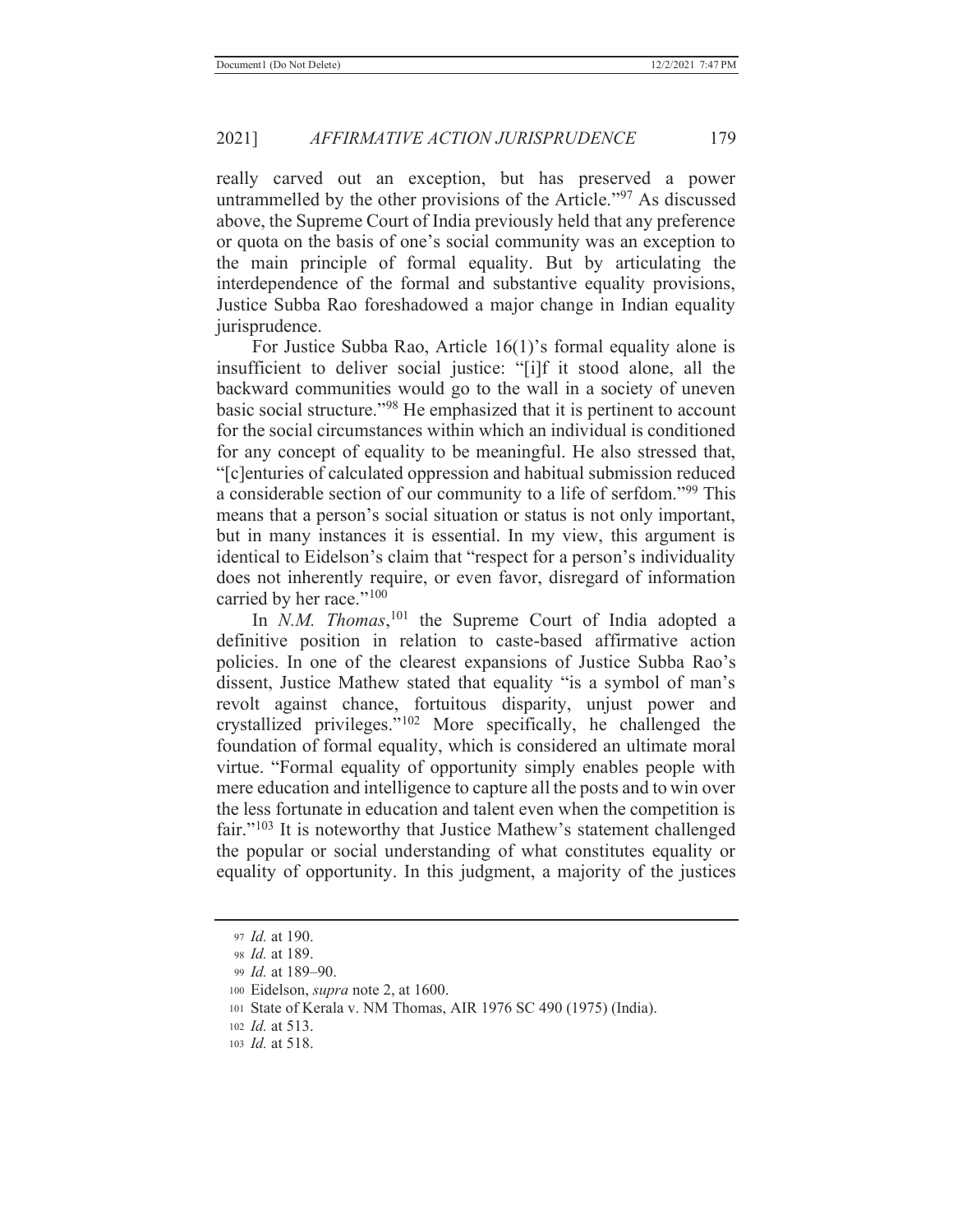really carved out an exception, but has preserved a power untrammelled by the other provisions of the Article."[97] As discussed above, the Supreme Court of India previously held that any preference or quota on the basis of one's social community was an exception to the main principle of formal equality. But by articulating the interdependence of the formal and substantive equality provisions, Justice Subba Rao foreshadowed a major change in Indian equality jurisprudence.

For Justice Subba Rao, Article 16(1)'s formal equality alone is insufficient to deliver social justice: "[i]f it stood alone, all the backward communities would go to the wall in a society of uneven basic social structure."[98] He emphasized that it is pertinent to account for the social circumstances within which an individual is conditioned for any concept of equality to be meaningful. He also stressed that, "[c]enturies of calculated oppression and habitual submission reduced a considerable section of our community to a life of serfdom."[99] This means that a person's social situation or status is not only important, but in many instances it is essential. In my view, this argument is identical to Eidelson's claim that "respect for a person's individuality does not inherently require, or even favor, disregard of information carried by her race."[100]

In *N.M. Thomas*,[101] the Supreme Court of India adopted a definitive position in relation to caste-based affirmative action policies. In one of the clearest expansions of Justice Subba Rao's dissent, Justice Mathew stated that equality "is a symbol of man's revolt against chance, fortuitous disparity, unjust power and crystallized privileges."[102] More specifically, he challenged the foundation of formal equality, which is considered an ultimate moral virtue. "Formal equality of opportunity simply enables people with mere education and intelligence to capture all the posts and to win over the less fortunate in education and talent even when the competition is fair."[103] It is noteworthy that Justice Mathew's statement challenged the popular or social understanding of what constitutes equality or equality of opportunity. In this judgment, a majority of the justices

---

97 *Id.* at 190.

98 *Id.* at 189.

99 *Id.* at 189–90.

100 Eidelson, *supra* note 2, at 1600.

101 State of Kerala v. NM Thomas, AIR 1976 SC 490 (1975) (India).

102 *Id.* at 513.

103 *Id.* at 518.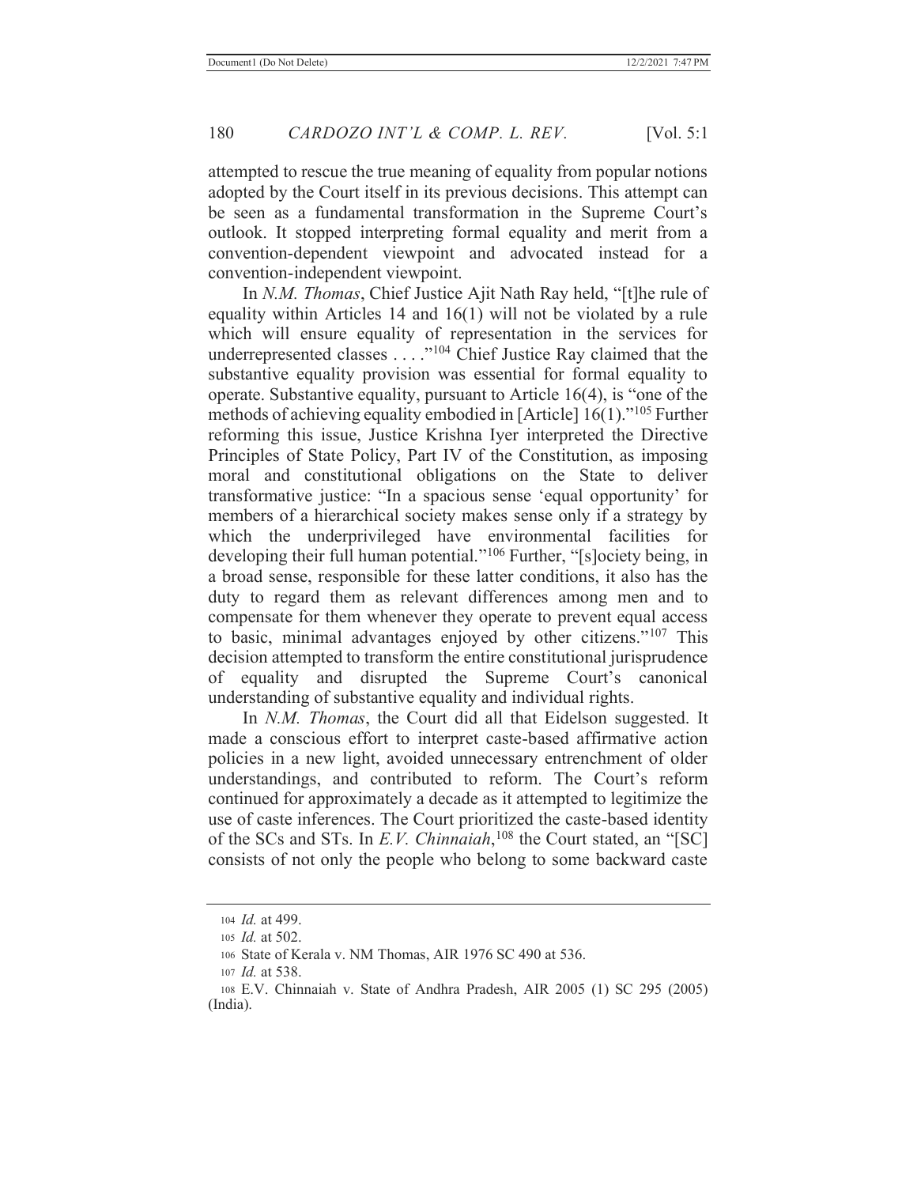attempted to rescue the true meaning of equality from popular notions adopted by the Court itself in its previous decisions. This attempt can be seen as a fundamental transformation in the Supreme Court's outlook. It stopped interpreting formal equality and merit from a convention-dependent viewpoint and advocated instead for a convention-independent viewpoint.

In *N.M. Thomas*, Chief Justice Ajit Nath Ray held, "[t]he rule of equality within Articles 14 and 16(1) will not be violated by a rule which will ensure equality of representation in the services for underrepresented classes . . . ."[104] Chief Justice Ray claimed that the substantive equality provision was essential for formal equality to operate. Substantive equality, pursuant to Article 16(4), is "one of the methods of achieving equality embodied in [Article] 16(1)."[105] Further reforming this issue, Justice Krishna Iyer interpreted the Directive Principles of State Policy, Part IV of the Constitution, as imposing moral and constitutional obligations on the State to deliver transformative justice: "In a spacious sense 'equal opportunity' for members of a hierarchical society makes sense only if a strategy by which the underprivileged have environmental facilities for developing their full human potential."[106] Further, "[s]ociety being, in a broad sense, responsible for these latter conditions, it also has the duty to regard them as relevant differences among men and to compensate for them whenever they operate to prevent equal access to basic, minimal advantages enjoyed by other citizens."[107] This decision attempted to transform the entire constitutional jurisprudence of equality and disrupted the Supreme Court's canonical understanding of substantive equality and individual rights.

In *N.M. Thomas*, the Court did all that Eidelson suggested. It made a conscious effort to interpret caste-based affirmative action policies in a new light, avoided unnecessary entrenchment of older understandings, and contributed to reform. The Court's reform continued for approximately a decade as it attempted to legitimize the use of caste inferences. The Court prioritized the caste-based identity of the SCs and STs. In *E.V. Chinnaiah*,[108] the Court stated, an "[SC] consists of not only the people who belong to some backward caste

---

[104] *Id.* at 499.

[105] *Id.* at 502.

[106] State of Kerala v. NM Thomas, AIR 1976 SC 490 at 536.

[107] *Id.* at 538.

[108] E.V. Chinnaiah v. State of Andhra Pradesh, AIR 2005 (1) SC 295 (2005) (India).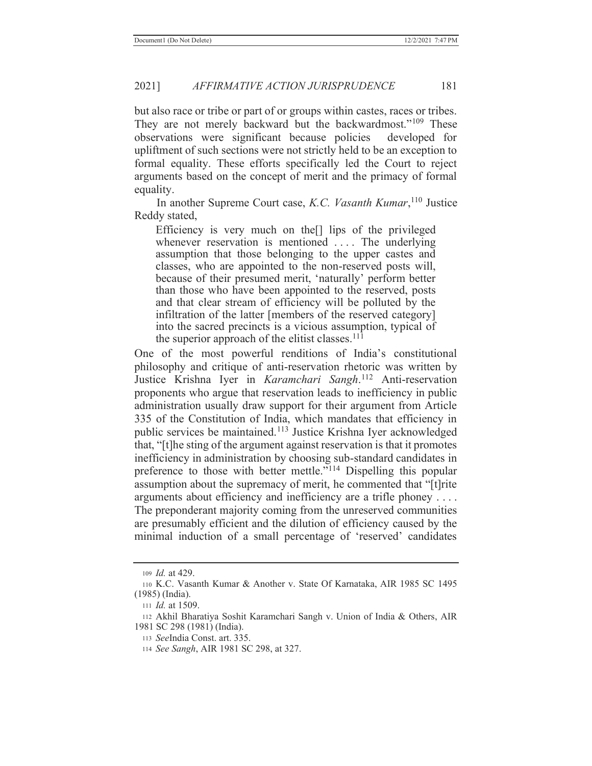but also race or tribe or part of or groups within castes, races or tribes. They are not merely backward but the backwardmost."[109] These observations were significant because policies developed for upliftment of such sections were not strictly held to be an exception to formal equality. These efforts specifically led the Court to reject arguments based on the concept of merit and the primacy of formal equality.

In another Supreme Court case, *K.C. Vasanth Kumar*,[110] Justice Reddy stated,

> Efficiency is very much on the[] lips of the privileged whenever reservation is mentioned . . . . The underlying assumption that those belonging to the upper castes and classes, who are appointed to the non-reserved posts will, because of their presumed merit, 'naturally' perform better than those who have been appointed to the reserved, posts and that clear stream of efficiency will be polluted by the infiltration of the latter [members of the reserved category] into the sacred precincts is a vicious assumption, typical of the superior approach of the elitist classes.[111]

One of the most powerful renditions of India's constitutional philosophy and critique of anti-reservation rhetoric was written by Justice Krishna Iyer in *Karamchari Sangh*.[112] Anti-reservation proponents who argue that reservation leads to inefficiency in public administration usually draw support for their argument from Article 335 of the Constitution of India, which mandates that efficiency in public services be maintained.[113] Justice Krishna Iyer acknowledged that, "[t]he sting of the argument against reservation is that it promotes inefficiency in administration by choosing sub-standard candidates in preference to those with better mettle."[114] Dispelling this popular assumption about the supremacy of merit, he commented that "[t]rite arguments about efficiency and inefficiency are a trifle phoney . . . . The preponderant majority coming from the unreserved communities are presumably efficient and the dilution of efficiency caused by the minimal induction of a small percentage of 'reserved' candidates

---

109 *Id.* at 429.

110 K.C. Vasanth Kumar & Another v. State Of Karnataka, AIR 1985 SC 1495 (1985) (India).

111 *Id.* at 1509.

112 Akhil Bharatiya Soshit Karamchari Sangh v. Union of India & Others, AIR 1981 SC 298 (1981) (India).

113 *See*India Const. art. 335.

114 *See Sangh*, AIR 1981 SC 298, at 327.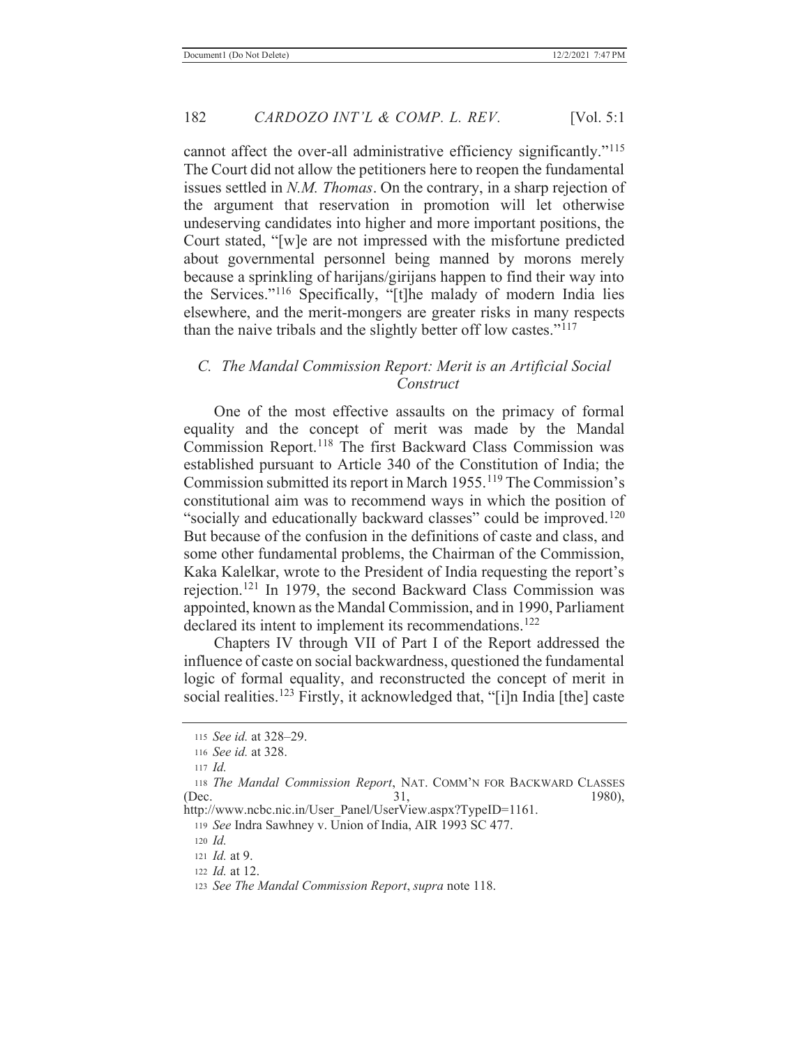cannot affect the over-all administrative efficiency significantly."[115] The Court did not allow the petitioners here to reopen the fundamental issues settled in *N.M. Thomas*. On the contrary, in a sharp rejection of the argument that reservation in promotion will let otherwise undeserving candidates into higher and more important positions, the Court stated, "[w]e are not impressed with the misfortune predicted about governmental personnel being manned by morons merely because a sprinkling of harijans/girijans happen to find their way into the Services."[116] Specifically, "[t]he malady of modern India lies elsewhere, and the merit-mongers are greater risks in many respects than the naive tribals and the slightly better off low castes."[117]

### *C. The Mandal Commission Report: Merit is an Artificial Social Construct*

One of the most effective assaults on the primacy of formal equality and the concept of merit was made by the Mandal Commission Report.[118] The first Backward Class Commission was established pursuant to Article 340 of the Constitution of India; the Commission submitted its report in March 1955.[119] The Commission's constitutional aim was to recommend ways in which the position of "socially and educationally backward classes" could be improved.[120] But because of the confusion in the definitions of caste and class, and some other fundamental problems, the Chairman of the Commission, Kaka Kalelkar, wrote to the President of India requesting the report's rejection.[121] In 1979, the second Backward Class Commission was appointed, known as the Mandal Commission, and in 1990, Parliament declared its intent to implement its recommendations.[122]

Chapters IV through VII of Part I of the Report addressed the influence of caste on social backwardness, questioned the fundamental logic of formal equality, and reconstructed the concept of merit in social realities.[123] Firstly, it acknowledged that, "[i]n India [the] caste

---

115 *See id.* at 328–29.

116 *See id.* at 328.

117 *Id.*

118 *The Mandal Commission Report*, NAT. COMM'N FOR BACKWARD CLASSES (Dec. 31, 1980), http://www.ncbc.nic.in/User_Panel/UserView.aspx?TypeID=1161.

119 *See* Indra Sawhney v. Union of India, AIR 1993 SC 477.

120 *Id.*

121 *Id.* at 9.

122 *Id.* at 12.

123 *See The Mandal Commission Report*, *supra* note 118.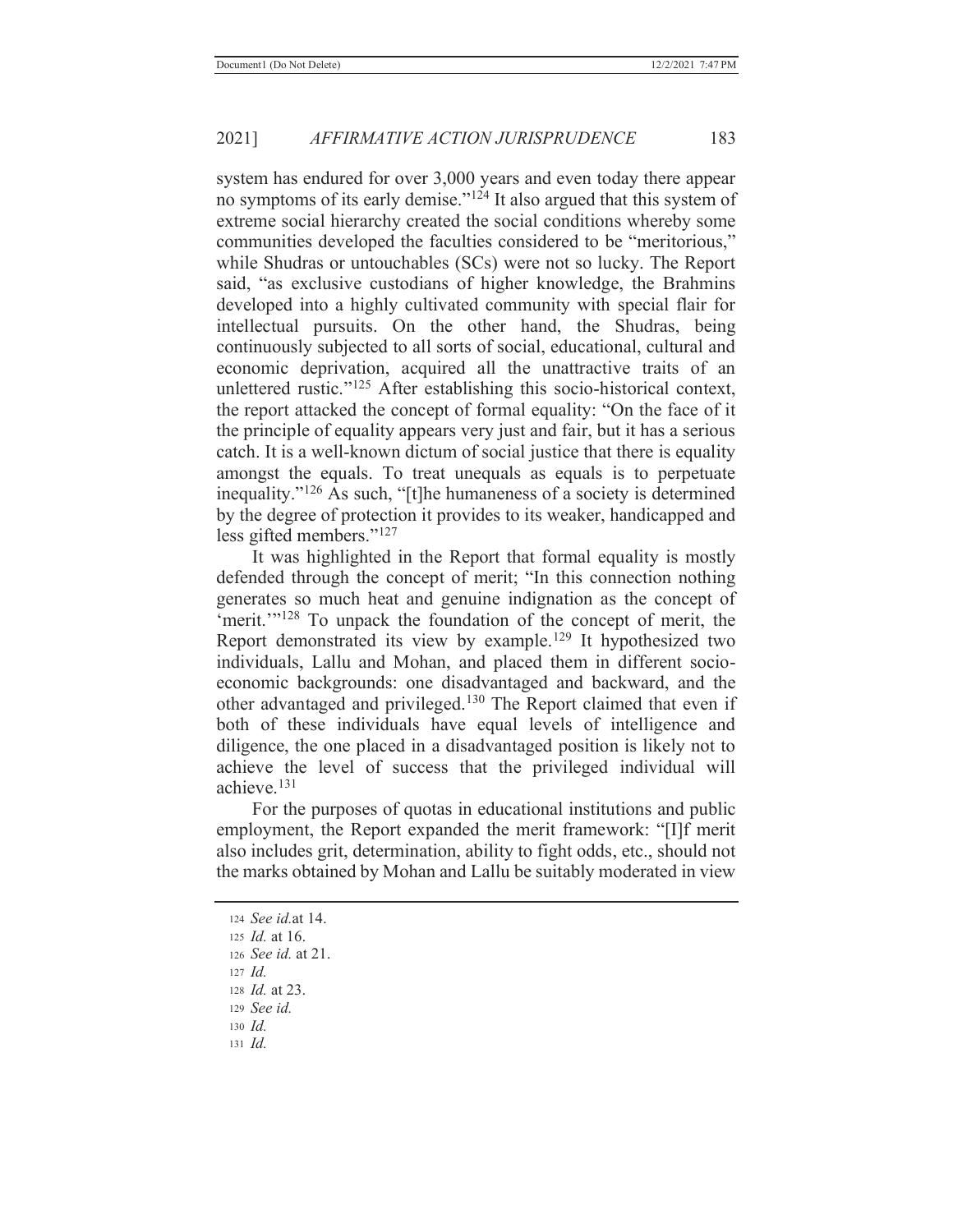system has endured for over 3,000 years and even today there appear no symptoms of its early demise."[124] It also argued that this system of extreme social hierarchy created the social conditions whereby some communities developed the faculties considered to be "meritorious," while Shudras or untouchables (SCs) were not so lucky. The Report said, "as exclusive custodians of higher knowledge, the Brahmins developed into a highly cultivated community with special flair for intellectual pursuits. On the other hand, the Shudras, being continuously subjected to all sorts of social, educational, cultural and economic deprivation, acquired all the unattractive traits of an unlettered rustic."[125] After establishing this socio-historical context, the report attacked the concept of formal equality: "On the face of it the principle of equality appears very just and fair, but it has a serious catch. It is a well-known dictum of social justice that there is equality amongst the equals. To treat unequals as equals is to perpetuate inequality."[126] As such, "[t]he humaneness of a society is determined by the degree of protection it provides to its weaker, handicapped and less gifted members."[127]

It was highlighted in the Report that formal equality is mostly defended through the concept of merit; "In this connection nothing generates so much heat and genuine indignation as the concept of 'merit.'"[128] To unpack the foundation of the concept of merit, the Report demonstrated its view by example.[129] It hypothesized two individuals, Lallu and Mohan, and placed them in different socio-economic backgrounds: one disadvantaged and backward, and the other advantaged and privileged.[130] The Report claimed that even if both of these individuals have equal levels of intelligence and diligence, the one placed in a disadvantaged position is likely not to achieve the level of success that the privileged individual will achieve.[131]

For the purposes of quotas in educational institutions and public employment, the Report expanded the merit framework: "[I]f merit also includes grit, determination, ability to fight odds, etc., should not the marks obtained by Mohan and Lallu be suitably moderated in view

---

124 *See id.*at 14.

125 *Id.* at 16.

126 *See id.* at 21.

127 *Id.*

128 *Id.* at 23.

129 *See id.*

130 *Id.*

131 *Id.*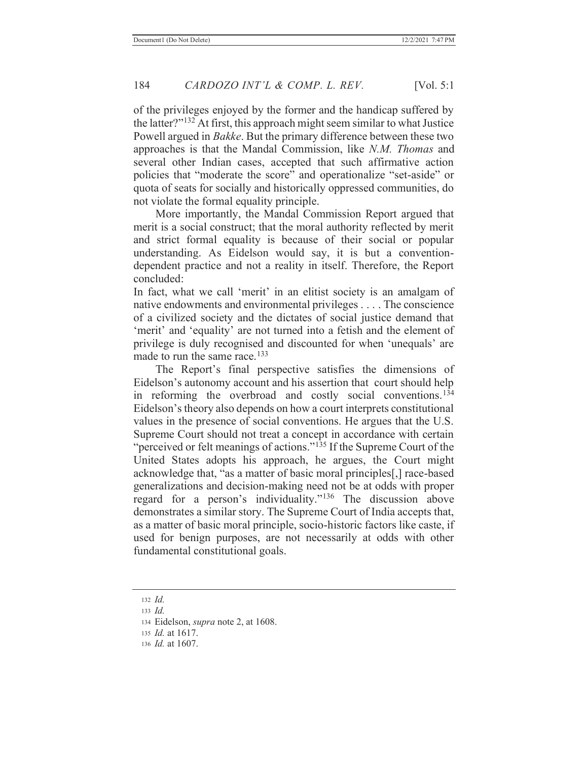of the privileges enjoyed by the former and the handicap suffered by the latter?"[132] At first, this approach might seem similar to what Justice Powell argued in *Bakke*. But the primary difference between these two approaches is that the Mandal Commission, like *N.M. Thomas* and several other Indian cases, accepted that such affirmative action policies that "moderate the score" and operationalize "set-aside" or quota of seats for socially and historically oppressed communities, do not violate the formal equality principle.

More importantly, the Mandal Commission Report argued that merit is a social construct; that the moral authority reflected by merit and strict formal equality is because of their social or popular understanding. As Eidelson would say, it is but a convention-dependent practice and not a reality in itself. Therefore, the Report concluded:

In fact, what we call 'merit' in an elitist society is an amalgam of native endowments and environmental privileges . . . . The conscience of a civilized society and the dictates of social justice demand that 'merit' and 'equality' are not turned into a fetish and the element of privilege is duly recognised and discounted for when 'unequals' are made to run the same race.[133]

The Report's final perspective satisfies the dimensions of Eidelson's autonomy account and his assertion that court should help in reforming the overbroad and costly social conventions.[134] Eidelson's theory also depends on how a court interprets constitutional values in the presence of social conventions. He argues that the U.S. Supreme Court should not treat a concept in accordance with certain "perceived or felt meanings of actions."[135] If the Supreme Court of the United States adopts his approach, he argues, the Court might acknowledge that, "as a matter of basic moral principles[,] race-based generalizations and decision-making need not be at odds with proper regard for a person's individuality."[136] The discussion above demonstrates a similar story. The Supreme Court of India accepts that, as a matter of basic moral principle, socio-historic factors like caste, if used for benign purposes, are not necessarily at odds with other fundamental constitutional goals.

---

132 *Id.*

133 *Id.*

134 Eidelson, *supra* note 2, at 1608.

135 *Id.* at 1617.

136 *Id.* at 1607.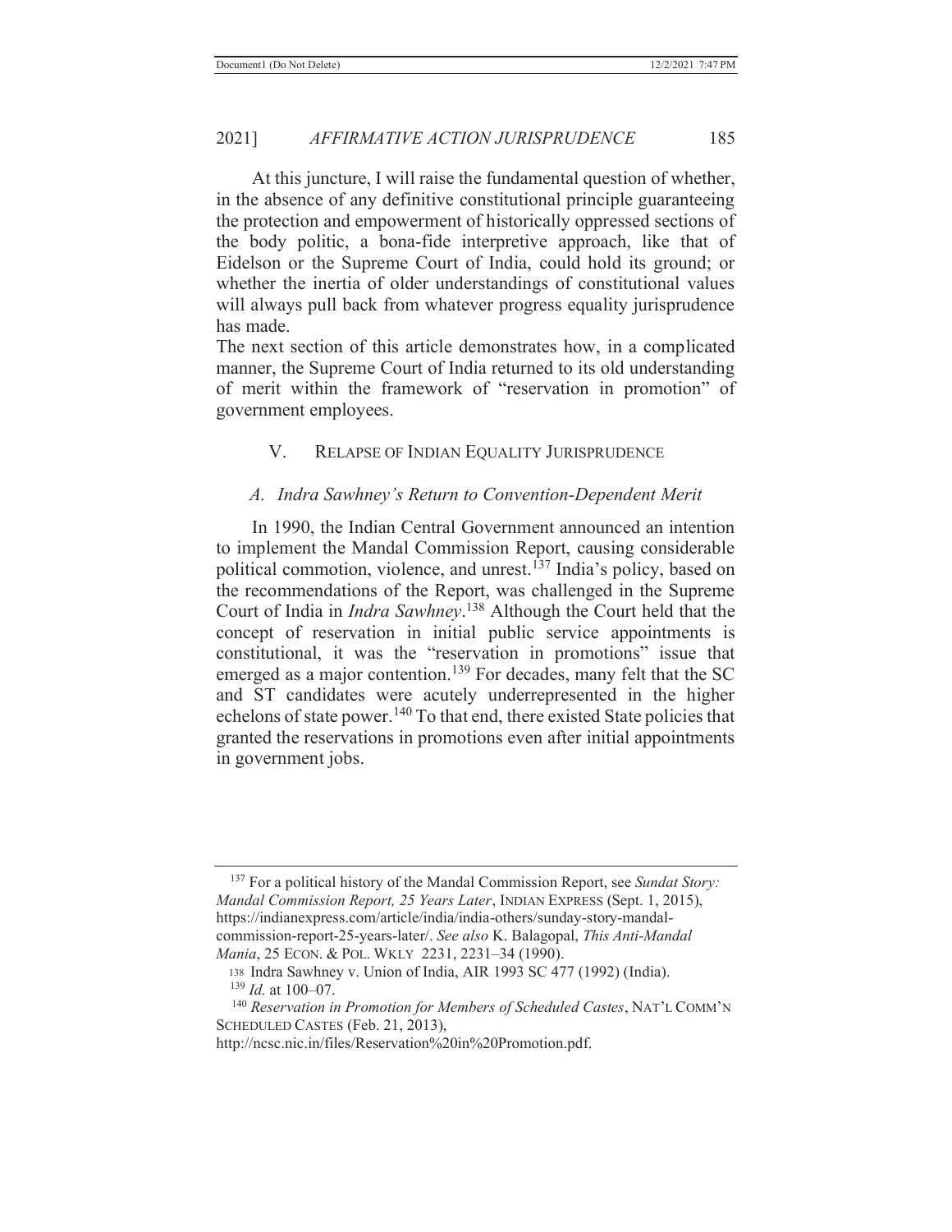At this juncture, I will raise the fundamental question of whether, in the absence of any definitive constitutional principle guaranteeing the protection and empowerment of historically oppressed sections of the body politic, a bona-fide interpretive approach, like that of Eidelson or the Supreme Court of India, could hold its ground; or whether the inertia of older understandings of constitutional values will always pull back from whatever progress equality jurisprudence has made.

The next section of this article demonstrates how, in a complicated manner, the Supreme Court of India returned to its old understanding of merit within the framework of "reservation in promotion" of government employees.

## V. RELAPSE OF INDIAN EQUALITY JURISPRUDENCE

### *A. Indra Sawhney's Return to Convention-Dependent Merit*

In 1990, the Indian Central Government announced an intention to implement the Mandal Commission Report, causing considerable political commotion, violence, and unrest.[137] India's policy, based on the recommendations of the Report, was challenged in the Supreme Court of India in *Indra Sawhney*.[138] Although the Court held that the concept of reservation in initial public service appointments is constitutional, it was the "reservation in promotions" issue that emerged as a major contention.[139] For decades, many felt that the SC and ST candidates were acutely underrepresented in the higher echelons of state power.[140] To that end, there existed State policies that granted the reservations in promotions even after initial appointments in government jobs.

---

[137] For a political history of the Mandal Commission Report, see *Sundat Story: Mandal Commission Report, 25 Years Later*, INDIAN EXPRESS (Sept. 1, 2015), https://indianexpress.com/article/india/india-others/sunday-story-mandal-commission-report-25-years-later/. *See also* K. Balagopal, *This Anti-Mandal Mania*, 25 ECON. & POL. WKLY 2231, 2231–34 (1990).

[138] Indra Sawhney v. Union of India, AIR 1993 SC 477 (1992) (India).

[139] *Id.* at 100–07.

[140] *Reservation in Promotion for Members of Scheduled Castes*, NAT'L COMM'N SCHEDULED CASTES (Feb. 21, 2013), http://ncsc.nic.in/files/Reservation%20in%20Promotion.pdf.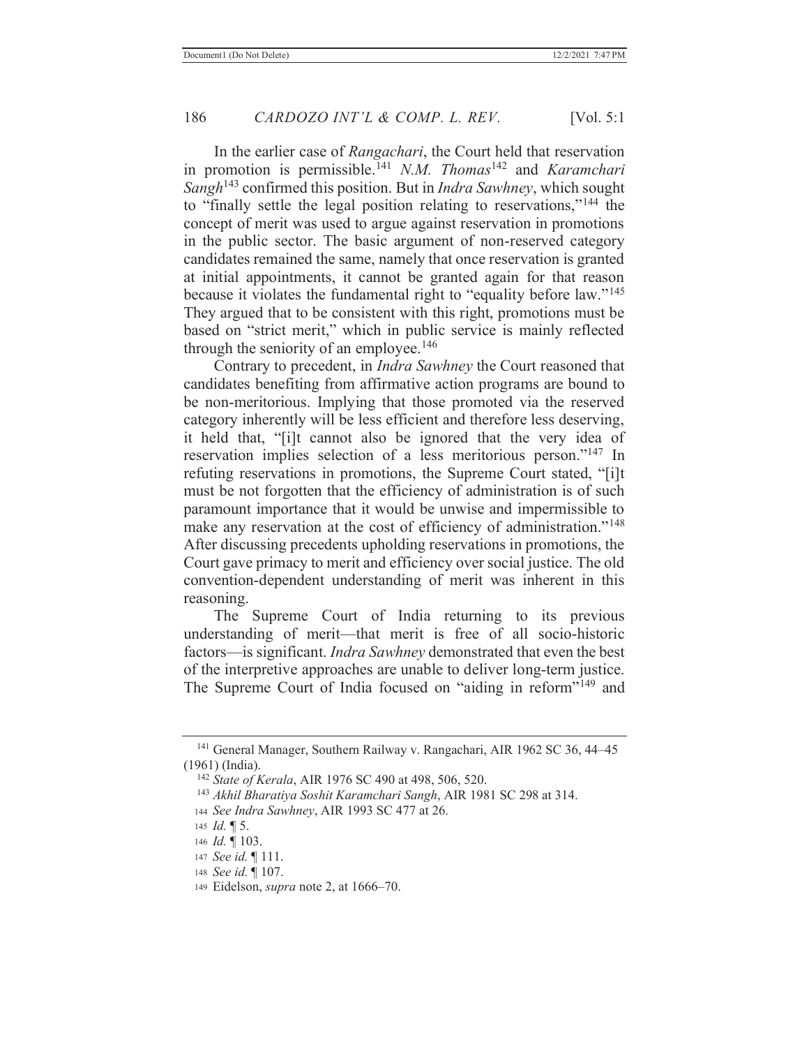In the earlier case of *Rangachari*, the Court held that reservation in promotion is permissible.[141] *N.M. Thomas*[142] and *Karamchari Sangh*[143] confirmed this position. But in *Indra Sawhney*, which sought to "finally settle the legal position relating to reservations,"[144] the concept of merit was used to argue against reservation in promotions in the public sector. The basic argument of non-reserved category candidates remained the same, namely that once reservation is granted at initial appointments, it cannot be granted again for that reason because it violates the fundamental right to "equality before law."[145] They argued that to be consistent with this right, promotions must be based on "strict merit," which in public service is mainly reflected through the seniority of an employee.[146]

Contrary to precedent, in *Indra Sawhney* the Court reasoned that candidates benefiting from affirmative action programs are bound to be non-meritorious. Implying that those promoted via the reserved category inherently will be less efficient and therefore less deserving, it held that, "[i]t cannot also be ignored that the very idea of reservation implies selection of a less meritorious person."[147] In refuting reservations in promotions, the Supreme Court stated, "[i]t must be not forgotten that the efficiency of administration is of such paramount importance that it would be unwise and impermissible to make any reservation at the cost of efficiency of administration."[148] After discussing precedents upholding reservations in promotions, the Court gave primacy to merit and efficiency over social justice. The old convention-dependent understanding of merit was inherent in this reasoning.

The Supreme Court of India returning to its previous understanding of merit—that merit is free of all socio-historic factors—is significant. *Indra Sawhney* demonstrated that even the best of the interpretive approaches are unable to deliver long-term justice. The Supreme Court of India focused on "aiding in reform"[149] and

---

[141] General Manager, Southern Railway v. Rangachari, AIR 1962 SC 36, 44–45 (1961) (India).

[142] *State of Kerala*, AIR 1976 SC 490 at 498, 506, 520.

[143] *Akhil Bharatiya Soshit Karamchari Sangh*, AIR 1981 SC 298 at 314.

[144] *See Indra Sawhney*, AIR 1993 SC 477 at 26.

[145] *Id.* ¶ 5.

[146] *Id.* ¶ 103.

[147] *See id.* ¶ 111.

[148] *See id.* ¶ 107.

[149] Eidelson, *supra* note 2, at 1666–70.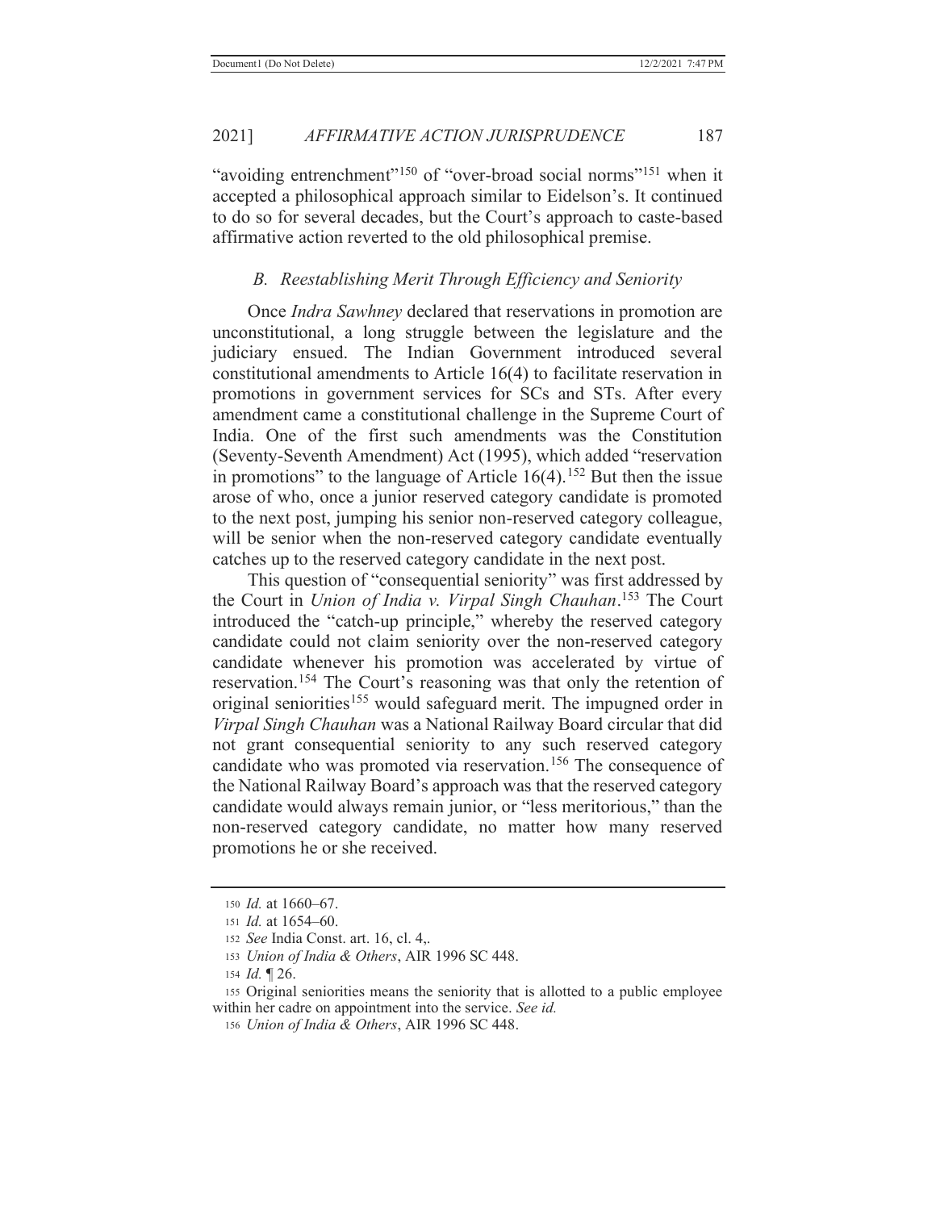"avoiding entrenchment"[150] of "over-broad social norms"[151] when it accepted a philosophical approach similar to Eidelson's. It continued to do so for several decades, but the Court's approach to caste-based affirmative action reverted to the old philosophical premise.

### B. Reestablishing Merit Through Efficiency and Seniority

Once *Indra Sawhney* declared that reservations in promotion are unconstitutional, a long struggle between the legislature and the judiciary ensued. The Indian Government introduced several constitutional amendments to Article 16(4) to facilitate reservation in promotions in government services for SCs and STs. After every amendment came a constitutional challenge in the Supreme Court of India. One of the first such amendments was the Constitution (Seventy-Seventh Amendment) Act (1995), which added "reservation in promotions" to the language of Article 16(4).[152] But then the issue arose of who, once a junior reserved category candidate is promoted to the next post, jumping his senior non-reserved category colleague, will be senior when the non-reserved category candidate eventually catches up to the reserved category candidate in the next post.

This question of "consequential seniority" was first addressed by the Court in *Union of India v. Virpal Singh Chauhan*.[153] The Court introduced the "catch-up principle," whereby the reserved category candidate could not claim seniority over the non-reserved category candidate whenever his promotion was accelerated by virtue of reservation.[154] The Court's reasoning was that only the retention of original seniorities[155] would safeguard merit. The impugned order in *Virpal Singh Chauhan* was a National Railway Board circular that did not grant consequential seniority to any such reserved category candidate who was promoted via reservation.[156] The consequence of the National Railway Board's approach was that the reserved category candidate would always remain junior, or "less meritorious," than the non-reserved category candidate, no matter how many reserved promotions he or she received.

---

150 *Id.* at 1660–67.

151 *Id.* at 1654–60.

152 *See* India Const. art. 16, cl. 4,.

153 *Union of India & Others*, AIR 1996 SC 448.

154 *Id.* ¶ 26.

155 Original seniorities means the seniority that is allotted to a public employee within her cadre on appointment into the service. *See id.*

156 *Union of India & Others*, AIR 1996 SC 448.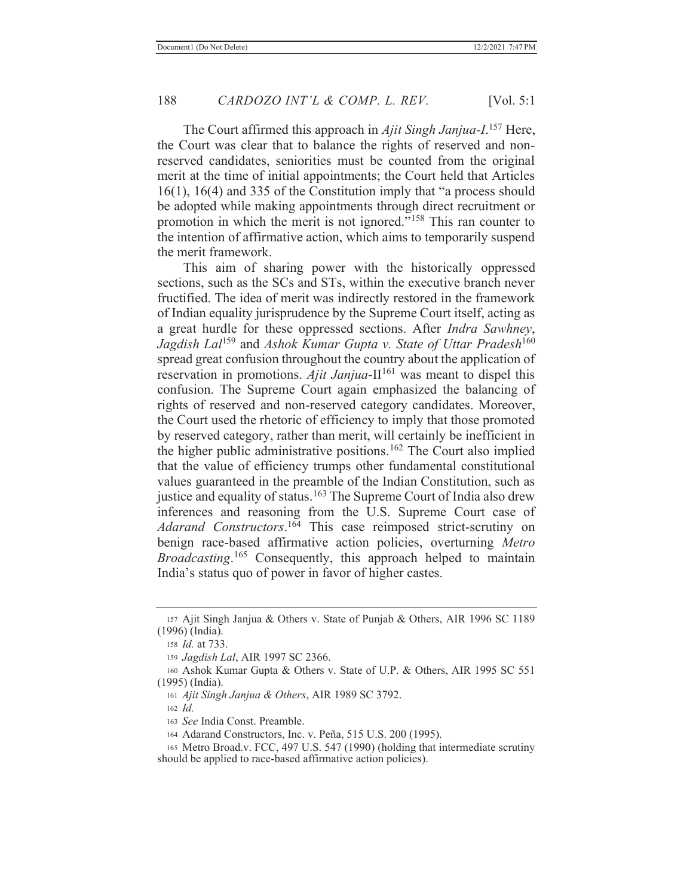The Court affirmed this approach in *Ajit Singh Janjua-I*.[157] Here, the Court was clear that to balance the rights of reserved and non-reserved candidates, seniorities must be counted from the original merit at the time of initial appointments; the Court held that Articles 16(1), 16(4) and 335 of the Constitution imply that "a process should be adopted while making appointments through direct recruitment or promotion in which the merit is not ignored."[158] This ran counter to the intention of affirmative action, which aims to temporarily suspend the merit framework.

This aim of sharing power with the historically oppressed sections, such as the SCs and STs, within the executive branch never fructified. The idea of merit was indirectly restored in the framework of Indian equality jurisprudence by the Supreme Court itself, acting as a great hurdle for these oppressed sections. After *Indra Sawhney*, *Jagdish Lal*[159] and *Ashok Kumar Gupta v. State of Uttar Pradesh*[160] spread great confusion throughout the country about the application of reservation in promotions. *Ajit Janjua*-II[161] was meant to dispel this confusion. The Supreme Court again emphasized the balancing of rights of reserved and non-reserved category candidates. Moreover, the Court used the rhetoric of efficiency to imply that those promoted by reserved category, rather than merit, will certainly be inefficient in the higher public administrative positions.[162] The Court also implied that the value of efficiency trumps other fundamental constitutional values guaranteed in the preamble of the Indian Constitution, such as justice and equality of status.[163] The Supreme Court of India also drew inferences and reasoning from the U.S. Supreme Court case of *Adarand Constructors*.[164] This case reimposed strict-scrutiny on benign race-based affirmative action policies, overturning *Metro Broadcasting*.[165] Consequently, this approach helped to maintain India's status quo of power in favor of higher castes.

---

157 Ajit Singh Janjua & Others v. State of Punjab & Others, AIR 1996 SC 1189 (1996) (India).

158 *Id.* at 733.

159 *Jagdish Lal*, AIR 1997 SC 2366.

160 Ashok Kumar Gupta & Others v. State of U.P. & Others, AIR 1995 SC 551 (1995) (India).

161 *Ajit Singh Janjua & Others*, AIR 1989 SC 3792.

162 *Id.*

163 *See* India Const. Preamble.

164 Adarand Constructors, Inc. v. Peña, 515 U.S. 200 (1995).

165 Metro Broad.v. FCC, 497 U.S. 547 (1990) (holding that intermediate scrutiny should be applied to race-based affirmative action policies).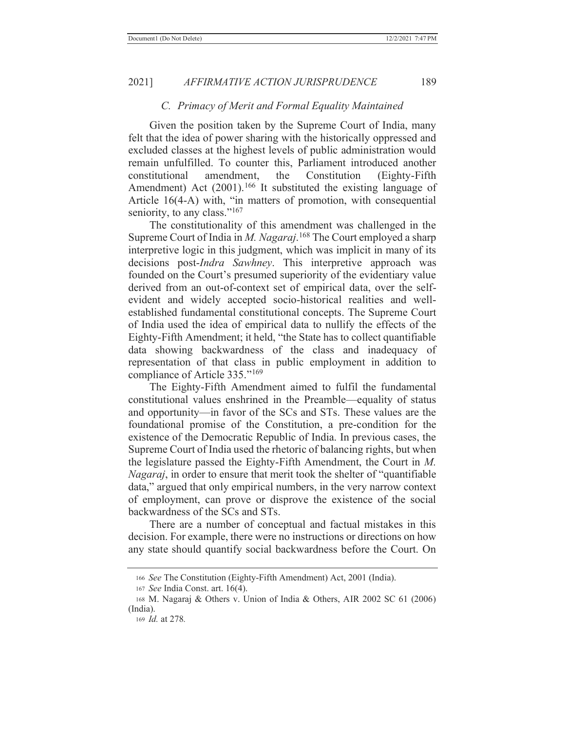### C. *Primacy of Merit and Formal Equality Maintained*

Given the position taken by the Supreme Court of India, many felt that the idea of power sharing with the historically oppressed and excluded classes at the highest levels of public administration would remain unfulfilled. To counter this, Parliament introduced another constitutional amendment, the Constitution (Eighty-Fifth Amendment) Act (2001).[166] It substituted the existing language of Article 16(4-A) with, "in matters of promotion, with consequential seniority, to any class."[167]

The constitutionality of this amendment was challenged in the Supreme Court of India in *M. Nagaraj*.[168] The Court employed a sharp interpretive logic in this judgment, which was implicit in many of its decisions post-*Indra Sawhney*. This interpretive approach was founded on the Court's presumed superiority of the evidentiary value derived from an out-of-context set of empirical data, over the self-evident and widely accepted socio-historical realities and well-established fundamental constitutional concepts. The Supreme Court of India used the idea of empirical data to nullify the effects of the Eighty-Fifth Amendment; it held, "the State has to collect quantifiable data showing backwardness of the class and inadequacy of representation of that class in public employment in addition to compliance of Article 335."[169]

The Eighty-Fifth Amendment aimed to fulfil the fundamental constitutional values enshrined in the Preamble—equality of status and opportunity—in favor of the SCs and STs. These values are the foundational promise of the Constitution, a pre-condition for the existence of the Democratic Republic of India. In previous cases, the Supreme Court of India used the rhetoric of balancing rights, but when the legislature passed the Eighty-Fifth Amendment, the Court in *M. Nagaraj*, in order to ensure that merit took the shelter of "quantifiable data," argued that only empirical numbers, in the very narrow context of employment, can prove or disprove the existence of the social backwardness of the SCs and STs.

There are a number of conceptual and factual mistakes in this decision. For example, there were no instructions or directions on how any state should quantify social backwardness before the Court. On

---

[166] *See* The Constitution (Eighty-Fifth Amendment) Act, 2001 (India).

[167] *See* India Const. art. 16(4).

[168] M. Nagaraj & Others v. Union of India & Others, AIR 2002 SC 61 (2006) (India).

[169] *Id.* at 278.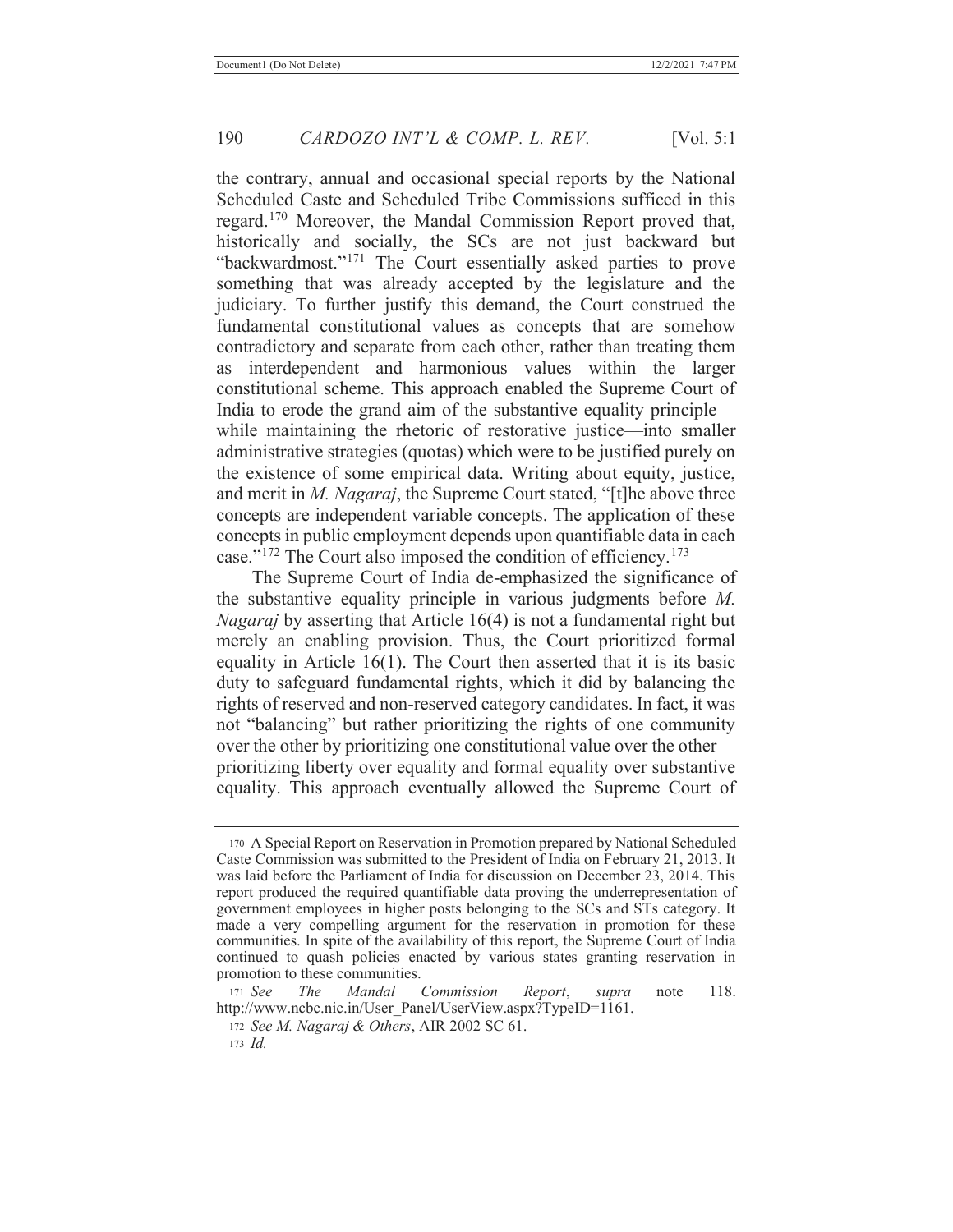the contrary, annual and occasional special reports by the National Scheduled Caste and Scheduled Tribe Commissions sufficed in this regard.[170] Moreover, the Mandal Commission Report proved that, historically and socially, the SCs are not just backward but "backwardmost."[171] The Court essentially asked parties to prove something that was already accepted by the legislature and the judiciary. To further justify this demand, the Court construed the fundamental constitutional values as concepts that are somehow contradictory and separate from each other, rather than treating them as interdependent and harmonious values within the larger constitutional scheme. This approach enabled the Supreme Court of India to erode the grand aim of the substantive equality principle—while maintaining the rhetoric of restorative justice—into smaller administrative strategies (quotas) which were to be justified purely on the existence of some empirical data. Writing about equity, justice, and merit in *M. Nagaraj*, the Supreme Court stated, "[t]he above three concepts are independent variable concepts. The application of these concepts in public employment depends upon quantifiable data in each case."[172] The Court also imposed the condition of efficiency.[173]

The Supreme Court of India de-emphasized the significance of the substantive equality principle in various judgments before *M. Nagaraj* by asserting that Article 16(4) is not a fundamental right but merely an enabling provision. Thus, the Court prioritized formal equality in Article 16(1). The Court then asserted that it is its basic duty to safeguard fundamental rights, which it did by balancing the rights of reserved and non-reserved category candidates. In fact, it was not "balancing" but rather prioritizing the rights of one community over the other by prioritizing one constitutional value over the other—prioritizing liberty over equality and formal equality over substantive equality. This approach eventually allowed the Supreme Court of

---

170 A Special Report on Reservation in Promotion prepared by National Scheduled Caste Commission was submitted to the President of India on February 21, 2013. It was laid before the Parliament of India for discussion on December 23, 2014. This report produced the required quantifiable data proving the underrepresentation of government employees in higher posts belonging to the SCs and STs category. It made a very compelling argument for the reservation in promotion for these communities. In spite of the availability of this report, the Supreme Court of India continued to quash policies enacted by various states granting reservation in promotion to these communities.

171 *See The Mandal Commission Report*, *supra* note 118. http://www.ncbc.nic.in/User_Panel/UserView.aspx?TypeID=1161.

172 *See M. Nagaraj & Others*, AIR 2002 SC 61.

173 *Id.*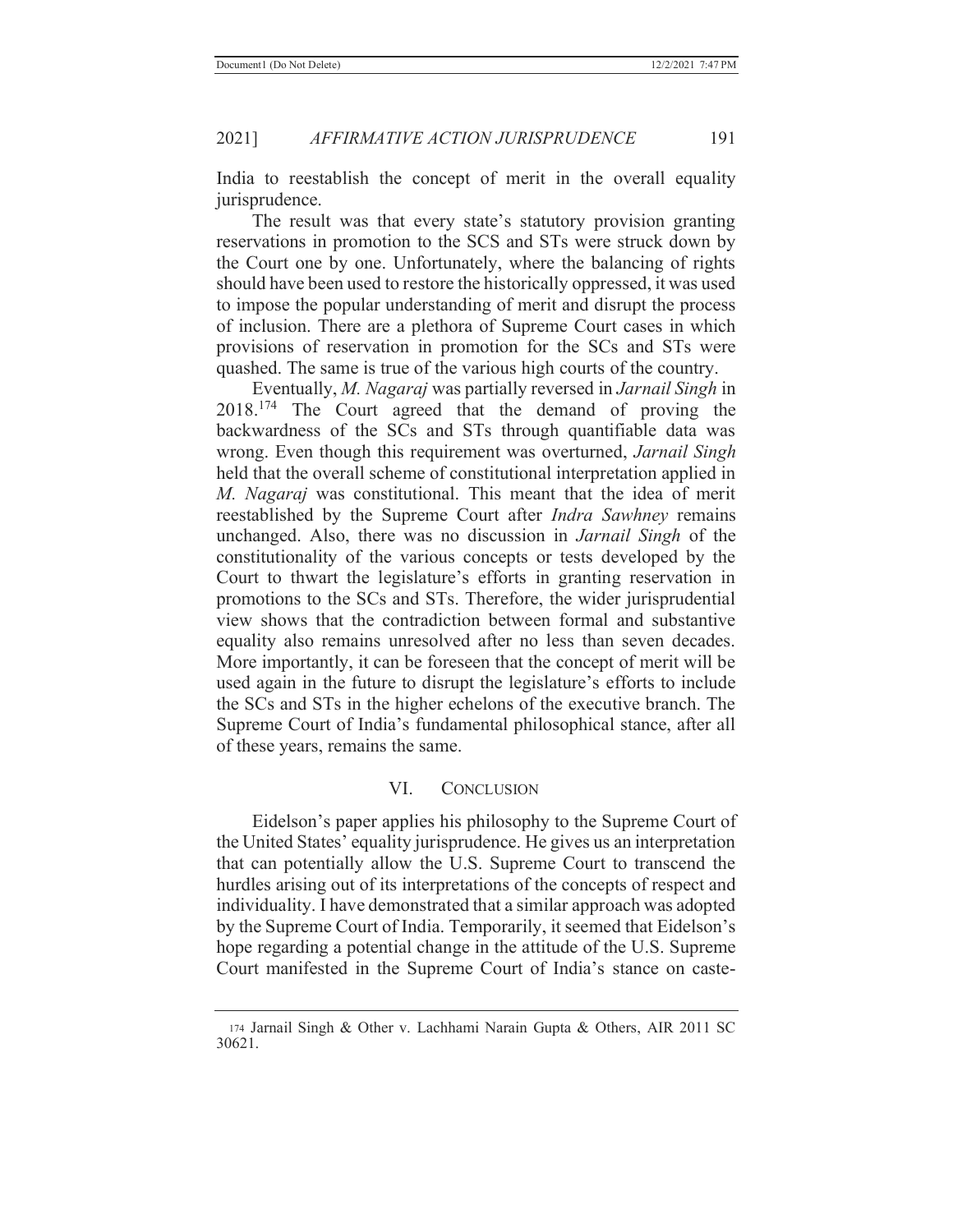India to reestablish the concept of merit in the overall equality jurisprudence.

The result was that every state's statutory provision granting reservations in promotion to the SCS and STs were struck down by the Court one by one. Unfortunately, where the balancing of rights should have been used to restore the historically oppressed, it was used to impose the popular understanding of merit and disrupt the process of inclusion. There are a plethora of Supreme Court cases in which provisions of reservation in promotion for the SCs and STs were quashed. The same is true of the various high courts of the country.

Eventually, *M. Nagaraj* was partially reversed in *Jarnail Singh* in 2018.[174] The Court agreed that the demand of proving the backwardness of the SCs and STs through quantifiable data was wrong. Even though this requirement was overturned, *Jarnail Singh* held that the overall scheme of constitutional interpretation applied in *M. Nagaraj* was constitutional. This meant that the idea of merit reestablished by the Supreme Court after *Indra Sawhney* remains unchanged. Also, there was no discussion in *Jarnail Singh* of the constitutionality of the various concepts or tests developed by the Court to thwart the legislature's efforts in granting reservation in promotions to the SCs and STs. Therefore, the wider jurisprudential view shows that the contradiction between formal and substantive equality also remains unresolved after no less than seven decades. More importantly, it can be foreseen that the concept of merit will be used again in the future to disrupt the legislature's efforts to include the SCs and STs in the higher echelons of the executive branch. The Supreme Court of India's fundamental philosophical stance, after all of these years, remains the same.

## VI. CONCLUSION

Eidelson's paper applies his philosophy to the Supreme Court of the United States' equality jurisprudence. He gives us an interpretation that can potentially allow the U.S. Supreme Court to transcend the hurdles arising out of its interpretations of the concepts of respect and individuality. I have demonstrated that a similar approach was adopted by the Supreme Court of India. Temporarily, it seemed that Eidelson's hope regarding a potential change in the attitude of the U.S. Supreme Court manifested in the Supreme Court of India's stance on caste-

---

174 Jarnail Singh & Other v. Lachhami Narain Gupta & Others, AIR 2011 SC 30621.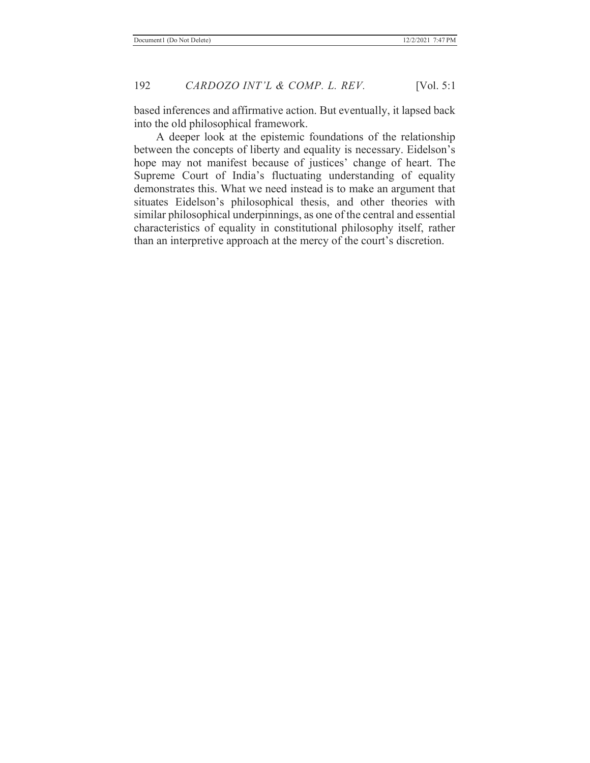based inferences and affirmative action. But eventually, it lapsed back into the old philosophical framework.

A deeper look at the epistemic foundations of the relationship between the concepts of liberty and equality is necessary. Eidelson's hope may not manifest because of justices' change of heart. The Supreme Court of India's fluctuating understanding of equality demonstrates this. What we need instead is to make an argument that situates Eidelson's philosophical thesis, and other theories with similar philosophical underpinnings, as one of the central and essential characteristics of equality in constitutional philosophy itself, rather than an interpretive approach at the mercy of the court's discretion.